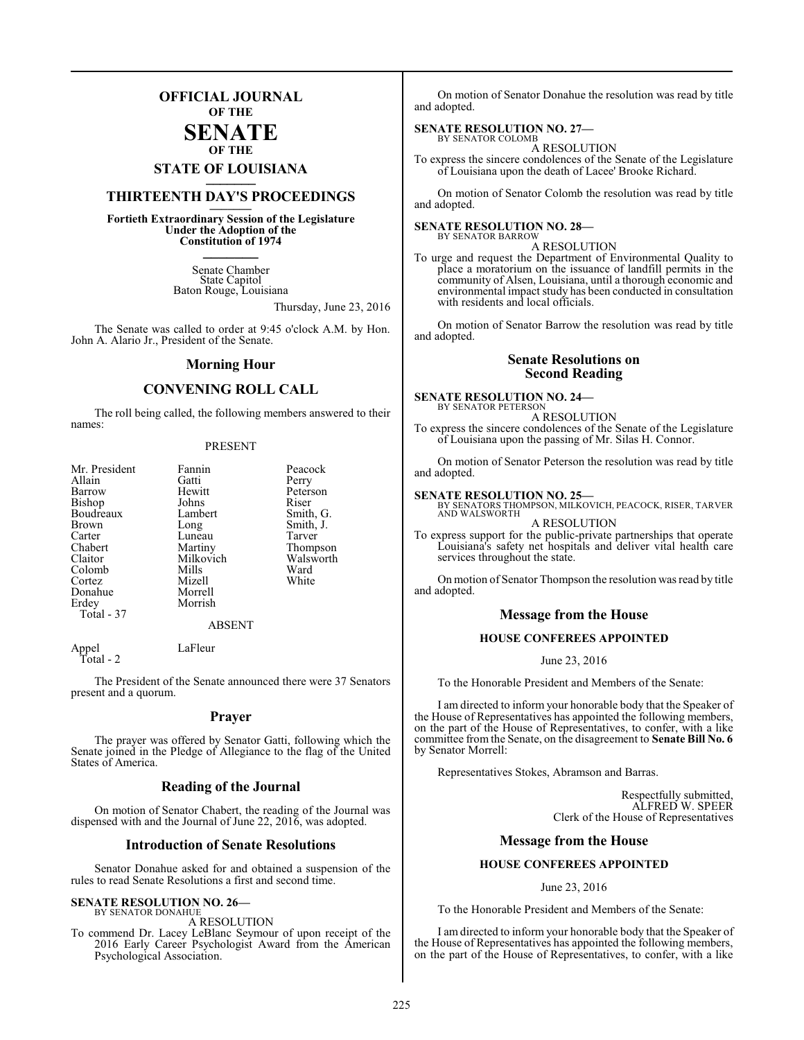# OFFICIAL JOURNAL
## OF THE
# SENATE
## OF THE
# STATE OF LOUISIANA

## THIRTEENTH DAY'S PROCEEDINGS

**Fortieth Extraordinary Session of the Legislature Under the Adoption of the Constitution of 1974**

Senate Chamber
State Capitol
Baton Rouge, Louisiana

Thursday, June 23, 2016

The Senate was called to order at 9:45 o'clock A.M. by Hon. John A. Alario Jr., President of the Senate.

## Morning Hour

## CONVENING ROLL CALL

The roll being called, the following members answered to their names:

PRESENT

| | | |
|---|---|---|
| Mr. President | Fannin | Peacock |
| Allain | Gatti | Perry |
| Barrow | Hewitt | Peterson |
| Bishop | Johns | Riser |
| Boudreaux | Lambert | Smith, G. |
| Brown | Long | Smith, J. |
| Carter | Luneau | Tarver |
| Chabert | Martiny | Thompson |
| Claitor | Milkovich | Walsworth |
| Colomb | Mills | Ward |
| Cortez | Mizell | White |
| Donahue | Morrell | |
| Erdey | Morrish | |
| Total - 37 | | |

ABSENT

| | |
|---|---|
| Appel | LaFleur |
| Total - 2 | |

The President of the Senate announced there were 37 Senators present and a quorum.

## Prayer

The prayer was offered by Senator Gatti, following which the Senate joined in the Pledge of Allegiance to the flag of the United States of America.

## Reading of the Journal

On motion of Senator Chabert, the reading of the Journal was dispensed with and the Journal of June 22, 2016, was adopted.

## Introduction of Senate Resolutions

Senator Donahue asked for and obtained a suspension of the rules to read Senate Resolutions a first and second time.

**SENATE RESOLUTION NO. 26—**
BY SENATOR DONAHUE

A RESOLUTION

To commend Dr. Lacey LeBlanc Seymour of upon receipt of the 2016 Early Career Psychologist Award from the American Psychological Association.

On motion of Senator Donahue the resolution was read by title and adopted.

**SENATE RESOLUTION NO. 27—**
BY SENATOR COLOMB

A RESOLUTION

To express the sincere condolences of the Senate of the Legislature of Louisiana upon the death of Lacee' Brooke Richard.

On motion of Senator Colomb the resolution was read by title and adopted.

**SENATE RESOLUTION NO. 28—**
BY SENATOR BARROW

A RESOLUTION

To urge and request the Department of Environmental Quality to place a moratorium on the issuance of landfill permits in the community of Alsen, Louisiana, until a thorough economic and environmental impact study has been conducted in consultation with residents and local officials.

On motion of Senator Barrow the resolution was read by title and adopted.

## Senate Resolutions on Second Reading

**SENATE RESOLUTION NO. 24—**
BY SENATOR PETERSON

A RESOLUTION

To express the sincere condolences of the Senate of the Legislature of Louisiana upon the passing of Mr. Silas H. Connor.

On motion of Senator Peterson the resolution was read by title and adopted.

**SENATE RESOLUTION NO. 25—**
BY SENATORS THOMPSON, MILKOVICH, PEACOCK, RISER, TARVER AND WALSWORTH

A RESOLUTION

To express support for the public-private partnerships that operate Louisiana's safety net hospitals and deliver vital health care services throughout the state.

On motion of Senator Thompson the resolution was read by title and adopted.

## Message from the House

### HOUSE CONFEREES APPOINTED

June 23, 2016

To the Honorable President and Members of the Senate:

I am directed to inform your honorable body that the Speaker of the House of Representatives has appointed the following members, on the part of the House of Representatives, to confer, with a like committee from the Senate, on the disagreement to **Senate Bill No. 6** by Senator Morrell:

Representatives Stokes, Abramson and Barras.

Respectfully submitted,
ALFRED W. SPEER
Clerk of the House of Representatives

## Message from the House

### HOUSE CONFEREES APPOINTED

June 23, 2016

To the Honorable President and Members of the Senate:

I am directed to inform your honorable body that the Speaker of the House of Representatives has appointed the following members, on the part of the House of Representatives, to confer, with a like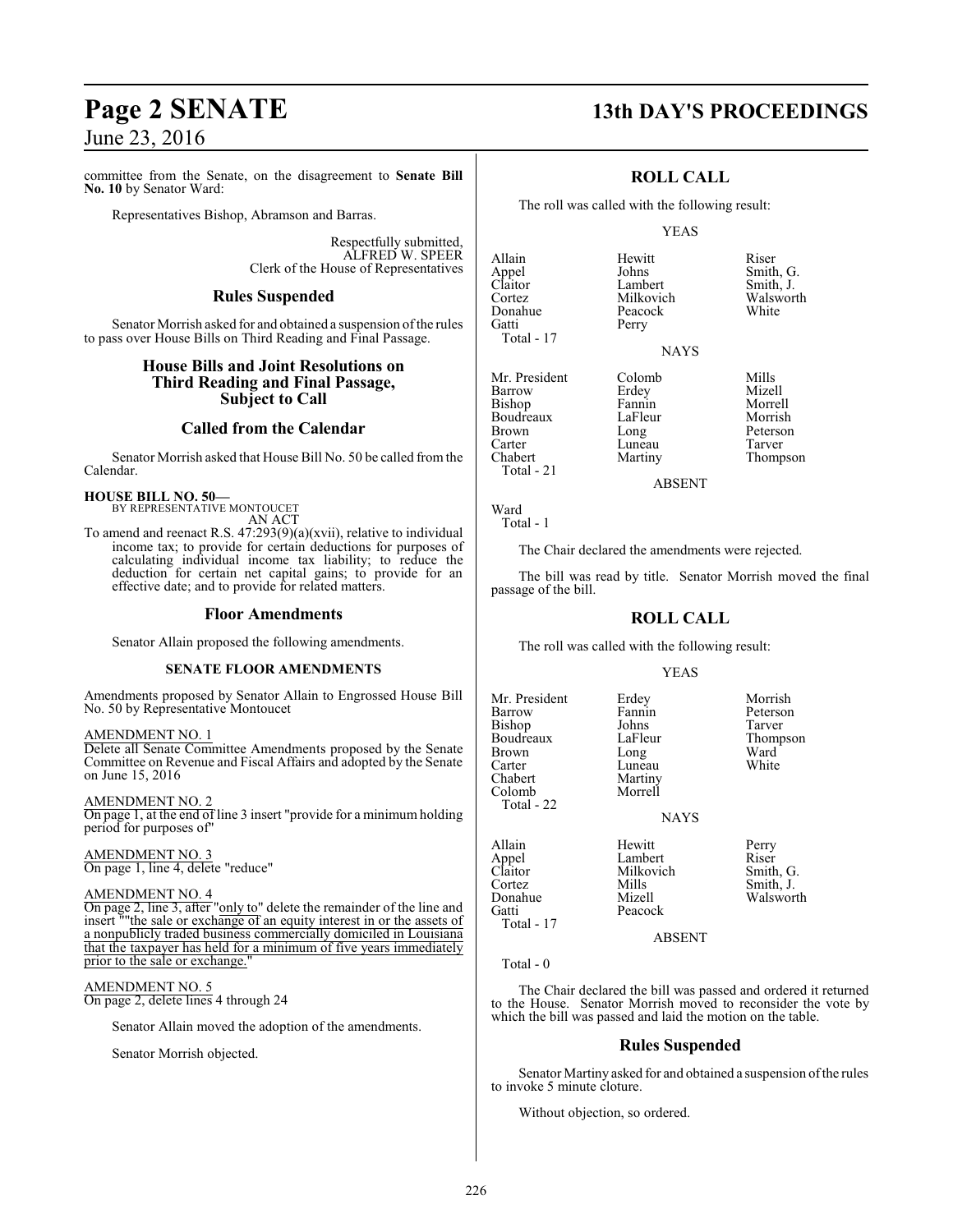committee from the Senate, on the disagreement to **Senate Bill No. 10** by Senator Ward:

Representatives Bishop, Abramson and Barras.

Respectfully submitted,
ALFRED W. SPEER
Clerk of the House of Representatives

## Rules Suspended

Senator Morrish asked for and obtained a suspension of the rules to pass over House Bills on Third Reading and Final Passage.

## House Bills and Joint Resolutions on Third Reading and Final Passage, Subject to Call

## Called from the Calendar

Senator Morrish asked that House Bill No. 50 be called from the Calendar.

**HOUSE BILL NO. 50—**
BY REPRESENTATIVE MONTOUCET
AN ACT

To amend and reenact R.S. 47:293(9)(a)(xvii), relative to individual income tax; to provide for certain deductions for purposes of calculating individual income tax liability; to reduce the deduction for certain net capital gains; to provide for an effective date; and to provide for related matters.

## Floor Amendments

Senator Allain proposed the following amendments.

### SENATE FLOOR AMENDMENTS

Amendments proposed by Senator Allain to Engrossed House Bill No. 50 by Representative Montoucet

AMENDMENT NO. 1
Delete all Senate Committee Amendments proposed by the Senate Committee on Revenue and Fiscal Affairs and adopted by the Senate on June 15, 2016

AMENDMENT NO. 2
On page 1, at the end of line 3 insert "provide for a minimum holding period for purposes of"

AMENDMENT NO. 3
On page 1, line 4, delete "reduce"

AMENDMENT NO. 4
On page 2, line 3, after "only to" delete the remainder of the line and insert ""the sale or exchange of an equity interest in or the assets of a nonpublicly traded business commercially domiciled in Louisiana that the taxpayer has held for a minimum of five years immediately prior to the sale or exchange."

AMENDMENT NO. 5
On page 2, delete lines 4 through 24

Senator Allain moved the adoption of the amendments.

Senator Morrish objected.

## ROLL CALL

The roll was called with the following result:

YEAS

| | | |
|---|---|---|
| Allain | Hewitt | Riser |
| Appel | Johns | Smith, G. |
| Claitor | Lambert | Smith, J. |
| Cortez | Milkovich | Walsworth |
| Donahue | Peacock | White |
| Gatti | Perry | |

Total - 17

NAYS

| | | |
|---|---|---|
| Mr. President | Colomb | Mills |
| Barrow | Erdey | Mizell |
| Bishop | Fannin | Morrell |
| Boudreaux | LaFleur | Morrish |
| Brown | Long | Peterson |
| Carter | Luneau | Tarver |
| Chabert | Martiny | Thompson |

Total - 21

ABSENT

Ward

Total - 1

The Chair declared the amendments were rejected.

The bill was read by title. Senator Morrish moved the final passage of the bill.

## ROLL CALL

The roll was called with the following result:

YEAS

| | | |
|---|---|---|
| Mr. President | Erdey | Morrish |
| Barrow | Fannin | Peterson |
| Bishop | Johns | Tarver |
| Boudreaux | LaFleur | Thompson |
| Brown | Long | Ward |
| Carter | Luneau | White |
| Chabert | Martiny | |
| Colomb | Morrell | |

Total - 22

NAYS

| | | |
|---|---|---|
| Allain | Hewitt | Perry |
| Appel | Lambert | Riser |
| Claitor | Milkovich | Smith, G. |
| Cortez | Mills | Smith, J. |
| Donahue | Mizell | Walsworth |
| Gatti | Peacock | |

Total - 17

ABSENT

Total - 0

The Chair declared the bill was passed and ordered it returned to the House. Senator Morrish moved to reconsider the vote by which the bill was passed and laid the motion on the table.

## Rules Suspended

Senator Martiny asked for and obtained a suspension of the rules to invoke 5 minute cloture.

Without objection, so ordered.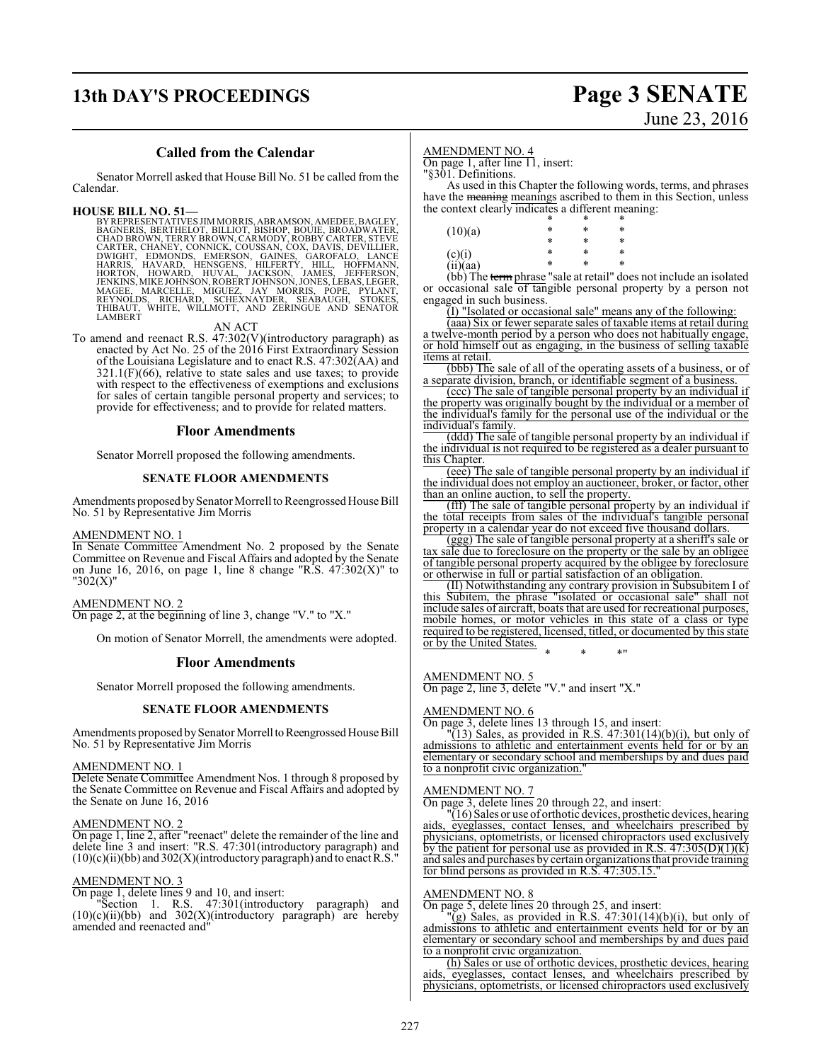## Called from the Calendar

Senator Morrell asked that House Bill No. 51 be called from the Calendar.

**HOUSE BILL NO. 51—**
BY REPRESENTATIVES JIM MORRIS, ABRAMSON, AMEDEE, BAGLEY, BAGNERIS, BERTHELOT, BILLIOT, BISHOP, BOUIE, BROADWATER, CHAD BROWN, TERRY BROWN, CARMODY, ROBBY CARTER, STEVE CARTER, CHANEY, CONNICK, COUSSAN, COX, DAVIS, DEVILLIER, DWIGHT, EDMONDS, EMERSON, GAINES, GAROFALO, LANCE HARRIS, HAVARD, HENSGENS, HILFERTY, HILL, HOFFMANN, HORTON, HOWARD, HUVAL, JACKSON, JAMES, JEFFERSON, JENKINS, MIKE JOHNSON, ROBERT JOHNSON, JONES, LEBAS, LEGER, MAGEE, MARCELLE, MIGUEZ, JAY MORRIS, POPE, PYLANT, REYNOLDS, RICHARD, SCHEXNAYDER, SEABAUGH, STOKES, THIBAUT, WHITE, WILLMOTT, AND ZERINGUE AND SENATOR LAMBERT

AN ACT

To amend and reenact R.S. 47:302(V)(introductory paragraph) as enacted by Act No. 25 of the 2016 First Extraordinary Session of the Louisiana Legislature and to enact R.S. 47:302(AA) and 321.1(F)(66), relative to state sales and use taxes; to provide with respect to the effectiveness of exemptions and exclusions for sales of certain tangible personal property and services; to provide for effectiveness; and to provide for related matters.

## Floor Amendments

Senator Morrell proposed the following amendments.

### SENATE FLOOR AMENDMENTS

Amendments proposed by Senator Morrell to Reengrossed House Bill No. 51 by Representative Jim Morris

AMENDMENT NO. 1
In Senate Committee Amendment No. 2 proposed by the Senate Committee on Revenue and Fiscal Affairs and adopted by the Senate on June 16, 2016, on page 1, line 8 change "R.S. 47:302(X)" to "302(X)"

AMENDMENT NO. 2
On page 2, at the beginning of line 3, change "V." to "X."

On motion of Senator Morrell, the amendments were adopted.

## Floor Amendments

Senator Morrell proposed the following amendments.

### SENATE FLOOR AMENDMENTS

Amendments proposed by Senator Morrell to Reengrossed House Bill No. 51 by Representative Jim Morris

AMENDMENT NO. 1
Delete Senate Committee Amendment Nos. 1 through 8 proposed by the Senate Committee on Revenue and Fiscal Affairs and adopted by the Senate on June 16, 2016

AMENDMENT NO. 2
On page 1, line 2, after "reenact" delete the remainder of the line and delete line 3 and insert: "R.S. 47:301(introductory paragraph) and (10)(c)(ii)(bb) and 302(X)(introductory paragraph) and to enact R.S."

AMENDMENT NO. 3
On page 1, delete lines 9 and 10, and insert:
"Section 1. R.S. 47:301(introductory paragraph) and (10)(c)(ii)(bb) and 302(X)(introductory paragraph) are hereby amended and reenacted and"

AMENDMENT NO. 4
On page 1, after line 11, insert:
"§301. Definitions.
As used in this Chapter the following words, terms, and phrases have the ~~meaning~~ meanings ascribed to them in this Section, unless the context clearly indicates a different meaning:

\* \* \*

(10)(a) \* \* \*

\* \* \*

(c)(i) \* \* \*

(ii)(aa) \* \* \*

(bb) The ~~term~~ phrase "sale at retail" does not include an isolated or occasional sale of tangible personal property by a person not engaged in such business.

(I) "Isolated or occasional sale" means any of the following:

(aaa) Six or fewer separate sales of taxable items at retail during a twelve-month period by a person who does not habitually engage, or hold himself out as engaging, in the business of selling taxable items at retail.

(bbb) The sale of all of the operating assets of a business, or of a separate division, branch, or identifiable segment of a business.

(ccc) The sale of tangible personal property by an individual if the property was originally bought by the individual or a member of the individual's family for the personal use of the individual or the individual's family.

(ddd) The sale of tangible personal property by an individual if the individual is not required to be registered as a dealer pursuant to this Chapter.

(eee) The sale of tangible personal property by an individual if the individual does not employ an auctioneer, broker, or factor, other than an online auction, to sell the property.

(fff) The sale of tangible personal property by an individual if the total receipts from sales of the individual's tangible personal property in a calendar year do not exceed five thousand dollars.

(ggg) The sale of tangible personal property at a sheriff's sale or tax sale due to foreclosure on the property or the sale by an obligee of tangible personal property acquired by the obligee by foreclosure or otherwise in full or partial satisfaction of an obligation.

(II) Notwithstanding any contrary provision in Subsubitem I of this Subitem, the phrase "isolated or occasional sale" shall not include sales of aircraft, boats that are used for recreational purposes, mobile homes, or motor vehicles in this state of a class or type required to be registered, licensed, titled, or documented by this state or by the United States.

\* \* \*"

AMENDMENT NO. 5
On page 2, line 3, delete "V." and insert "X."

AMENDMENT NO. 6
On page 3, delete lines 13 through 15, and insert:
"(13) Sales, as provided in R.S. 47:301(14)(b)(i), but only of admissions to athletic and entertainment events held for or by an elementary or secondary school and memberships by and dues paid to a nonprofit civic organization."

AMENDMENT NO. 7
On page 3, delete lines 20 through 22, and insert:
"(16) Sales or use of orthotic devices, prosthetic devices, hearing aids, eyeglasses, contact lenses, and wheelchairs prescribed by physicians, optometrists, or licensed chiropractors used exclusively by the patient for personal use as provided in R.S. 47:305(D)(1)(k) and sales and purchases by certain organizations that provide training for blind persons as provided in R.S. 47:305.15."

AMENDMENT NO. 8
On page 5, delete lines 20 through 25, and insert:
"(g) Sales, as provided in R.S. 47:301(14)(b)(i), but only of admissions to athletic and entertainment events held for or by an elementary or secondary school and memberships by and dues paid to a nonprofit civic organization.

(h) Sales or use of orthotic devices, prosthetic devices, hearing aids, eyeglasses, contact lenses, and wheelchairs prescribed by physicians, optometrists, or licensed chiropractors used exclusively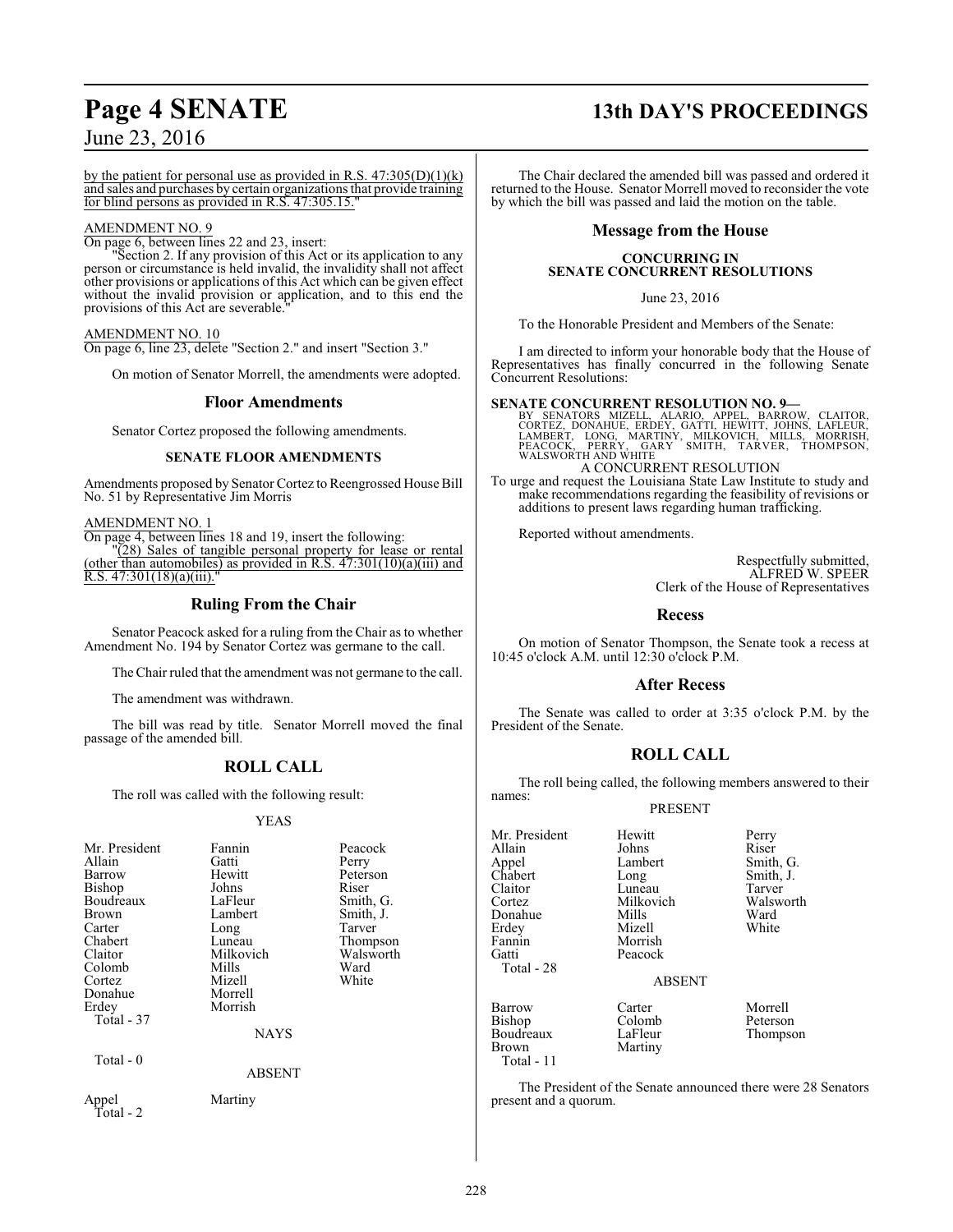by the patient for personal use as provided in R.S. 47:305(D)(1)(k) and sales and purchases by certain organizations that provide training for blind persons as provided in R.S. 47:305.15."

AMENDMENT NO. 9

On page 6, between lines 22 and 23, insert:

"Section 2. If any provision of this Act or its application to any person or circumstance is held invalid, the invalidity shall not affect other provisions or applications of this Act which can be given effect without the invalid provision or application, and to this end the provisions of this Act are severable."

AMENDMENT NO. 10

On page 6, line 23, delete "Section 2." and insert "Section 3."

On motion of Senator Morrell, the amendments were adopted.

## Floor Amendments

Senator Cortez proposed the following amendments.

### SENATE FLOOR AMENDMENTS

Amendments proposed by Senator Cortez to Reengrossed House Bill No. 51 by Representative Jim Morris

AMENDMENT NO. 1

On page 4, between lines 18 and 19, insert the following:

"(28) Sales of tangible personal property for lease or rental (other than automobiles) as provided in R.S. 47:301(10)(a)(iii) and R.S. 47:301(18)(a)(iii)."

## Ruling From the Chair

Senator Peacock asked for a ruling from the Chair as to whether Amendment No. 194 by Senator Cortez was germane to the call.

The Chair ruled that the amendment was not germane to the call.

The amendment was withdrawn.

The bill was read by title. Senator Morrell moved the final passage of the amended bill.

## ROLL CALL

The roll was called with the following result:

YEAS

| | | |
|---|---|---|
| Mr. President | Fannin | Peacock |
| Allain | Gatti | Perry |
| Barrow | Hewitt | Peterson |
| Bishop | Johns | Riser |
| Boudreaux | LaFleur | Smith, G. |
| Brown | Lambert | Smith, J. |
| Carter | Long | Tarver |
| Chabert | Luneau | Thompson |
| Claitor | Milkovich | Walsworth |
| Colomb | Mills | Ward |
| Cortez | Mizell | White |
| Donahue | Morrell | |
| Erdey | Morrish | |

Total - 37

NAYS

Total - 0

ABSENT

| | |
|---|---|
| Appel | Martiny |

Total - 2

The Chair declared the amended bill was passed and ordered it returned to the House. Senator Morrell moved to reconsider the vote by which the bill was passed and laid the motion on the table.

## Message from the House

### CONCURRING IN SENATE CONCURRENT RESOLUTIONS

June 23, 2016

To the Honorable President and Members of the Senate:

I am directed to inform your honorable body that the House of Representatives has finally concurred in the following Senate Concurrent Resolutions:

**SENATE CONCURRENT RESOLUTION NO. 9—**
BY SENATORS MIZELL, ALARIO, APPEL, BARROW, CLAITOR, CORTEZ, DONAHUE, ERDEY, GATTI, HEWITT, JOHNS, LAFLEUR, LAMBERT, LONG, MARTINY, MILKOVICH, MILLS, MORRISH, PEACOCK, PERRY, GARY SMITH, TARVER, THOMPSON, WALSWORTH AND WHITE

A CONCURRENT RESOLUTION

To urge and request the Louisiana State Law Institute to study and make recommendations regarding the feasibility of revisions or additions to present laws regarding human trafficking.

Reported without amendments.

Respectfully submitted,
ALFRED W. SPEER
Clerk of the House of Representatives

## Recess

On motion of Senator Thompson, the Senate took a recess at 10:45 o'clock A.M. until 12:30 o'clock P.M.

## After Recess

The Senate was called to order at 3:35 o'clock P.M. by the President of the Senate.

## ROLL CALL

The roll being called, the following members answered to their names:

PRESENT

| | | |
|---|---|---|
| Mr. President | Hewitt | Perry |
| Allain | Johns | Riser |
| Appel | Lambert | Smith, G. |
| Chabert | Long | Smith, J. |
| Claitor | Luneau | Tarver |
| Cortez | Milkovich | Walsworth |
| Donahue | Mills | Ward |
| Erdey | Mizell | White |
| Fannin | Morrish | |
| Gatti | Peacock | |

Total - 28

ABSENT

| | | |
|---|---|---|
| Barrow | Carter | Morrell |
| Bishop | Colomb | Peterson |
| Boudreaux | LaFleur | Thompson |
| Brown | Martiny | |

Total - 11

The President of the Senate announced there were 28 Senators present and a quorum.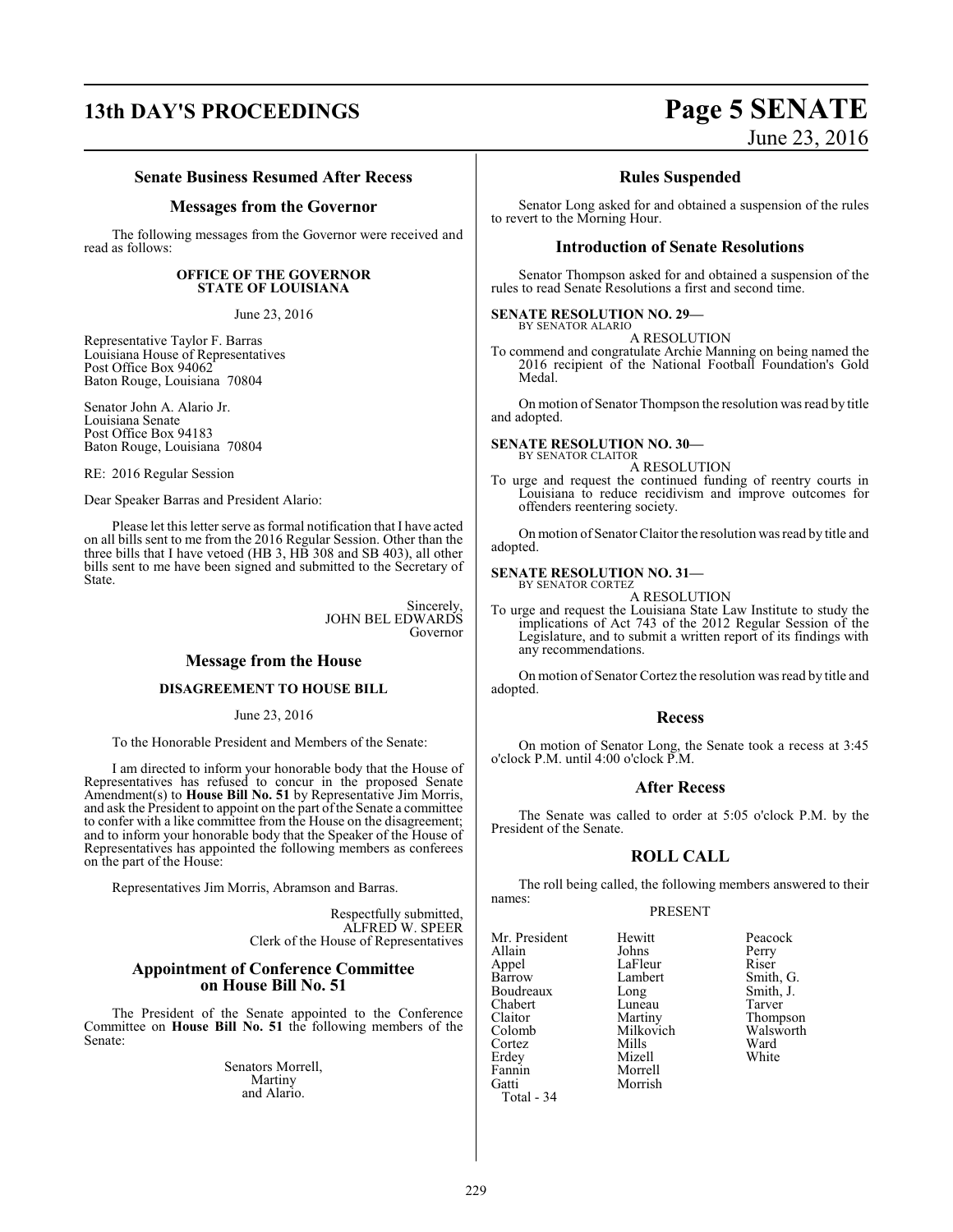## Senate Business Resumed After Recess

## Messages from the Governor

The following messages from the Governor were received and read as follows:

**OFFICE OF THE GOVERNOR**
**STATE OF LOUISIANA**

June 23, 2016

Representative Taylor F. Barras
Louisiana House of Representatives
Post Office Box 94062
Baton Rouge, Louisiana 70804

Senator John A. Alario Jr.
Louisiana Senate
Post Office Box 94183
Baton Rouge, Louisiana 70804

RE: 2016 Regular Session

Dear Speaker Barras and President Alario:

Please let this letter serve as formal notification that I have acted on all bills sent to me from the 2016 Regular Session. Other than the three bills that I have vetoed (HB 3, HB 308 and SB 403), all other bills sent to me have been signed and submitted to the Secretary of State.

Sincerely,
JOHN BEL EDWARDS
Governor

## Message from the House

**DISAGREEMENT TO HOUSE BILL**

June 23, 2016

To the Honorable President and Members of the Senate:

I am directed to inform your honorable body that the House of Representatives has refused to concur in the proposed Senate Amendment(s) to **House Bill No. 51** by Representative Jim Morris, and ask the President to appoint on the part of the Senate a committee to confer with a like committee from the House on the disagreement; and to inform your honorable body that the Speaker of the House of Representatives has appointed the following members as conferees on the part of the House:

Representatives Jim Morris, Abramson and Barras.

Respectfully submitted,
ALFRED W. SPEER
Clerk of the House of Representatives

## Appointment of Conference Committee on House Bill No. 51

The President of the Senate appointed to the Conference Committee on **House Bill No. 51** the following members of the Senate:

Senators Morrell,
Martiny
and Alario.

## Rules Suspended

Senator Long asked for and obtained a suspension of the rules to revert to the Morning Hour.

## Introduction of Senate Resolutions

Senator Thompson asked for and obtained a suspension of the rules to read Senate Resolutions a first and second time.

**SENATE RESOLUTION NO. 29—**
BY SENATOR ALARIO

A RESOLUTION

To commend and congratulate Archie Manning on being named the 2016 recipient of the National Football Foundation's Gold Medal.

On motion of Senator Thompson the resolution was read by title and adopted.

**SENATE RESOLUTION NO. 30—**
BY SENATOR CLAITOR

A RESOLUTION

To urge and request the continued funding of reentry courts in Louisiana to reduce recidivism and improve outcomes for offenders reentering society.

On motion of Senator Claitor the resolution was read by title and adopted.

**SENATE RESOLUTION NO. 31—**
BY SENATOR CORTEZ

A RESOLUTION

To urge and request the Louisiana State Law Institute to study the implications of Act 743 of the 2012 Regular Session of the Legislature, and to submit a written report of its findings with any recommendations.

On motion of Senator Cortez the resolution was read by title and adopted.

## Recess

On motion of Senator Long, the Senate took a recess at 3:45 o'clock P.M. until 4:00 o'clock P.M.

## After Recess

The Senate was called to order at 5:05 o'clock P.M. by the President of the Senate.

## ROLL CALL

The roll being called, the following members answered to their names:

PRESENT

| | | |
|---|---|---|
| Mr. President | Hewitt | Peacock |
| Allain | Johns | Perry |
| Appel | LaFleur | Riser |
| Barrow | Lambert | Smith, G. |
| Boudreaux | Long | Smith, J. |
| Chabert | Luneau | Tarver |
| Claitor | Martiny | Thompson |
| Colomb | Milkovich | Walsworth |
| Cortez | Mills | Ward |
| Erdey | Mizell | White |
| Fannin | Morrell | |
| Gatti | Morrish | |

Total - 34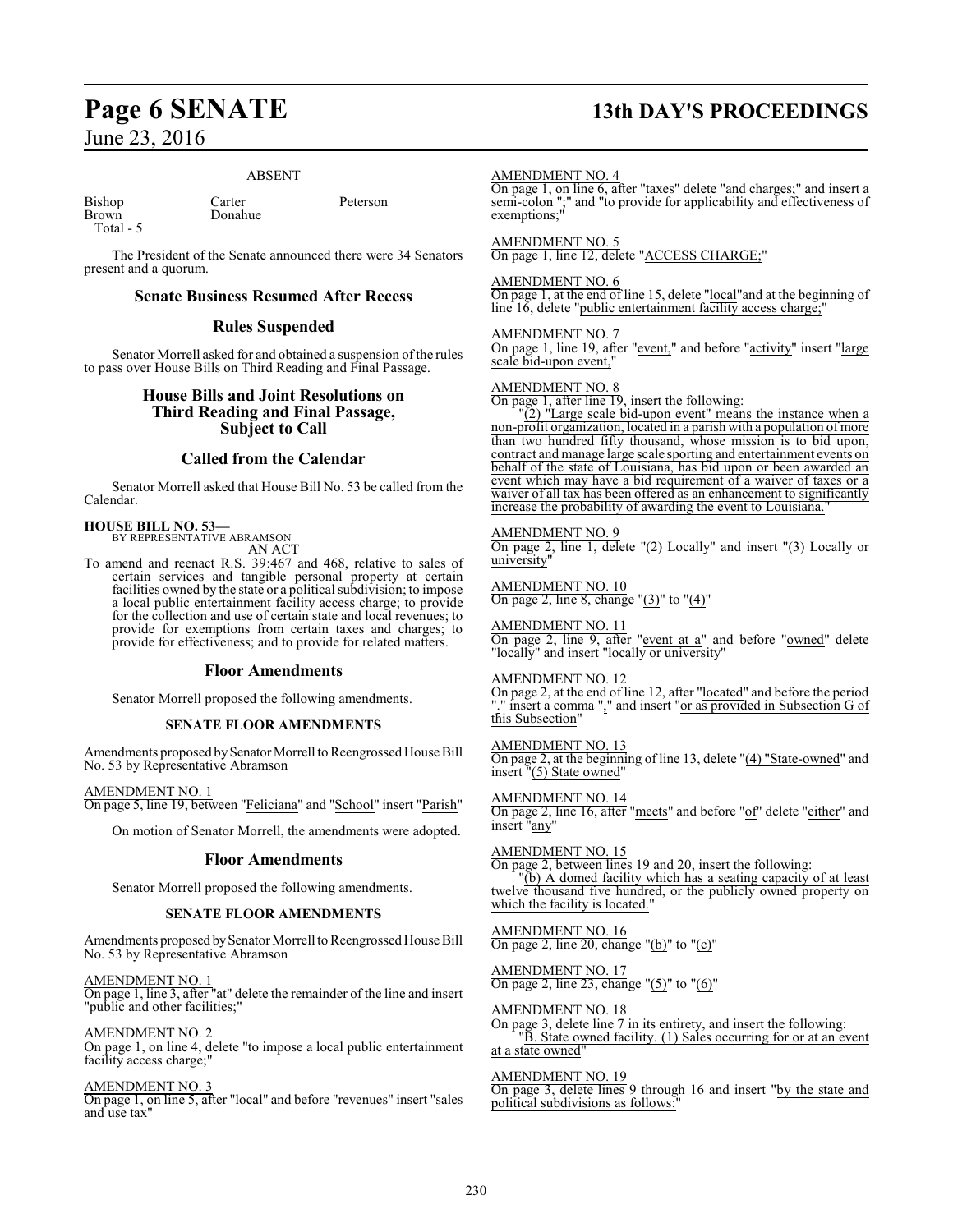ABSENT

| Bishop | Carter | Peterson |
|---|---|---|
| Brown | Donahue | |

Total - 5

The President of the Senate announced there were 34 Senators present and a quorum.

## Senate Business Resumed After Recess

## Rules Suspended

Senator Morrell asked for and obtained a suspension of the rules to pass over House Bills on Third Reading and Final Passage.

## House Bills and Joint Resolutions on Third Reading and Final Passage, Subject to Call

## Called from the Calendar

Senator Morrell asked that House Bill No. 53 be called from the Calendar.

**HOUSE BILL NO. 53—**
BY REPRESENTATIVE ABRAMSON
AN ACT

To amend and reenact R.S. 39:467 and 468, relative to sales of certain services and tangible personal property at certain facilities owned by the state or a political subdivision; to impose a local public entertainment facility access charge; to provide for the collection and use of certain state and local revenues; to provide for exemptions from certain taxes and charges; to provide for effectiveness; and to provide for related matters.

## Floor Amendments

Senator Morrell proposed the following amendments.

### SENATE FLOOR AMENDMENTS

Amendments proposed by Senator Morrell to Reengrossed House Bill No. 53 by Representative Abramson

AMENDMENT NO. 1
On page 5, line 19, between "Feliciana" and "School" insert "Parish"

On motion of Senator Morrell, the amendments were adopted.

## Floor Amendments

Senator Morrell proposed the following amendments.

### SENATE FLOOR AMENDMENTS

Amendments proposed by Senator Morrell to Reengrossed House Bill No. 53 by Representative Abramson

AMENDMENT NO. 1
On page 1, line 3, after "at" delete the remainder of the line and insert "public and other facilities;"

AMENDMENT NO. 2
On page 1, on line 4, delete "to impose a local public entertainment facility access charge;"

AMENDMENT NO. 3
On page 1, on line 5, after "local" and before "revenues" insert "sales and use tax"

AMENDMENT NO. 4
On page 1, on line 6, after "taxes" delete "and charges;" and insert a semi-colon ";" and "to provide for applicability and effectiveness of exemptions;"

AMENDMENT NO. 5
On page 1, line 12, delete "ACCESS CHARGE;"

AMENDMENT NO. 6
On page 1, at the end of line 15, delete "local"and at the beginning of line 16, delete "public entertainment facility access charge;"

AMENDMENT NO. 7
On page 1, line 19, after "event," and before "activity" insert "large scale bid-upon event,"

AMENDMENT NO. 8
On page 1, after line 19, insert the following:
"(2) "Large scale bid-upon event" means the instance when a non-profit organization, located in a parish with a population of more than two hundred fifty thousand, whose mission is to bid upon, contract and manage large scale sporting and entertainment events on behalf of the state of Louisiana, has bid upon or been awarded an event which may have a bid requirement of a waiver of taxes or a waiver of all tax has been offered as an enhancement to significantly increase the probability of awarding the event to Louisiana."

AMENDMENT NO. 9
On page 2, line 1, delete "(2) Locally" and insert "(3) Locally or university"

AMENDMENT NO. 10
On page 2, line 8, change "(3)" to "(4)"

AMENDMENT NO. 11
On page 2, line 9, after "event at a" and before "owned" delete "locally" and insert "locally or university"

AMENDMENT NO. 12
On page 2, at the end of line 12, after "located" and before the period "." insert a comma "," and insert "or as provided in Subsection G of this Subsection"

AMENDMENT NO. 13
On page 2, at the beginning of line 13, delete "(4) "State-owned" and insert "(5) State owned"

AMENDMENT NO. 14
On page 2, line 16, after "meets" and before "of" delete "either" and insert "any"

AMENDMENT NO. 15
On page 2, between lines 19 and 20, insert the following:
"(b) A domed facility which has a seating capacity of at least twelve thousand five hundred, or the publicly owned property on which the facility is located."

AMENDMENT NO. 16
On page 2, line 20, change "(b)" to "(c)"

AMENDMENT NO. 17
On page 2, line 23, change "(5)" to "(6)"

AMENDMENT NO. 18
On page 3, delete line 7 in its entirety, and insert the following:
"B. State owned facility. (1) Sales occurring for or at an event at a state owned"

AMENDMENT NO. 19
On page 3, delete lines 9 through 16 and insert "by the state and political subdivisions as follows:"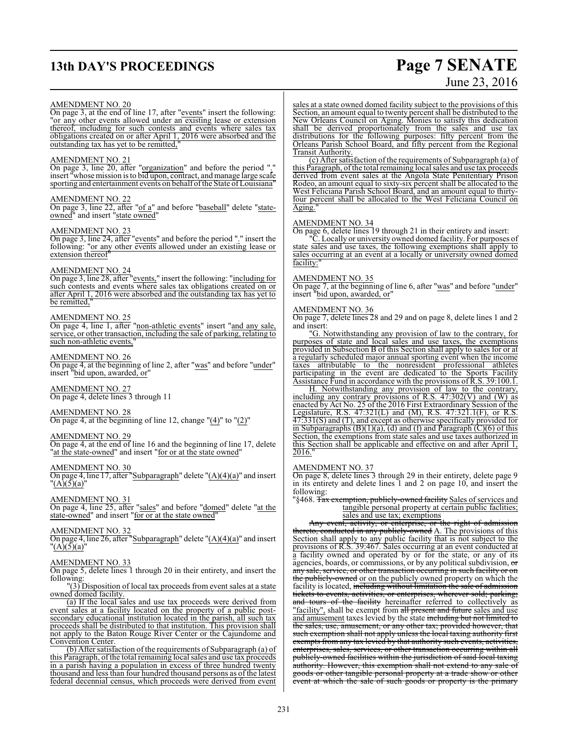AMENDMENT NO. 20

On page 3, at the end of line 17, after "events" insert the following: "or any other events allowed under an existing lease or extension thereof, including for such contests and events where sales tax obligations created on or after April 1, 2016 were absorbed and the outstanding tax has yet to be remitted,"

AMENDMENT NO. 21

On page 3, line 20, after "organization" and before the period "." insert "whose mission is to bid upon, contract, and manage large scale sporting and entertainment events on behalf of the State of Louisiana"

AMENDMENT NO. 22

On page 3, line 22, after "of a" and before "baseball" delete "state-owned" and insert "state owned"

AMENDMENT NO. 23

On page 3, line 24, after "events" and before the period "." insert the following: "or any other events allowed under an existing lease or extension thereof"

AMENDMENT NO. 24

On page 3, line 28, after "events," insert the following: "including for such contests and events where sales tax obligations created on or after April 1, 2016 were absorbed and the outstanding tax has yet to be remitted,"

AMENDMENT NO. 25

On page 4, line 1, after "non-athletic events" insert "and any sale, service, or other transaction, including the sale of parking, relating to such non-athletic events,"

AMENDMENT NO. 26

On page 4, at the beginning of line 2, after "was" and before "under" insert "bid upon, awarded, or"

AMENDMENT NO. 27

On page 4, delete lines 3 through 11

AMENDMENT NO. 28

On page 4, at the beginning of line 12, change "(4)" to "(2)"

AMENDMENT NO. 29

On page 4, at the end of line 16 and the beginning of line 17, delete "at the state-owned" and insert "for or at the state owned"

AMENDMENT NO. 30

On page 4, line 17, after "Subparagraph" delete "(A)(4)(a)" and insert "(A)(5)(a)"

AMENDMENT NO. 31

On page 4, line 25, after "sales" and before "domed" delete "at the state-owned" and insert "for or at the state owned"

AMENDMENT NO. 32

On page 4, line 26, after "Subparagraph" delete "(A)(4)(a)" and insert "(A)(5)(a)"

AMENDMENT NO. 33

On page 5, delete lines 1 through 20 in their entirety, and insert the following:

"(3) Disposition of local tax proceeds from event sales at a state owned domed facility.

(a) If the local sales and use tax proceeds were derived from event sales at a facility located on the property of a public post-secondary educational institution located in the parish, all such tax proceeds shall be distributed to that institution. This provision shall not apply to the Baton Rouge River Center or the Cajundome and Convention Center.

(b) After satisfaction of the requirements of Subparagraph (a) of this Paragraph, of the total remaining local sales and use tax proceeds in a parish having a population in excess of three hundred twenty thousand and less than four hundred thousand persons as of the latest federal decennial census, which proceeds were derived from event sales at a state owned domed facility subject to the provisions of this Section, an amount equal to twenty percent shall be distributed to the New Orleans Council on Aging. Monies to satisfy this dedication shall be derived proportionately from the sales and use tax distributions for the following purposes: fifty percent from the Orleans Parish School Board, and fifty percent from the Regional Transit Authority.

(c) After satisfaction of the requirements of Subparagraph (a) of this Paragraph, of the total remaining local sales and use tax proceeds derived from event sales at the Angola State Penitentiary Prison Rodeo, an amount equal to sixty-six percent shall be allocated to the West Feliciana Parish School Board, and an amount equal to thirty-four percent shall be allocated to the West Feliciana Council on Aging."

AMENDMENT NO. 34

On page 6, delete lines 19 through 21 in their entirety and insert:

"C. Locally or university owned domed facility. For purposes of state sales and use taxes, the following exemptions shall apply to sales occurring at an event at a locally or university owned domed facility:"

AMENDMENT NO. 35

On page 7, at the beginning of line 6, after "was" and before "under" insert "bid upon, awarded, or"

AMENDMENT NO. 36

On page 7, delete lines 28 and 29 and on page 8, delete lines 1 and 2 and insert:

"G. Notwithstanding any provision of law to the contrary, for purposes of state and local sales and use taxes, the exemptions provided in Subsection B of this Section shall apply to sales for or at a regularly scheduled major annual sporting event when the income taxes attributable to the nonresident professional athletes participating in the event are dedicated to the Sports Facility Assistance Fund in accordance with the provisions of R.S. 39:100.1.

H. Notwithstanding any provision of law to the contrary, including any contrary provisions of R.S. 47:302(V) and (W) as enacted by Act No. 25 of the 2016 First Extraordinary Session of the Legislature, R.S. 47:321(L) and (M), R.S. 47:321.1(F), or R.S. 47:331(S) and (T), and except as otherwise specifically provided for in Subparagraphs (B)(1)(a), (d) and (f) and Paragraph (C)(6) of this Section, the exemptions from state sales and use taxes authorized in this Section shall be applicable and effective on and after April 1, 2016."

AMENDMENT NO. 37

On page 8, delete lines 3 through 29 in their entirety, delete page 9 in its entirety and delete lines 1 and 2 on page 10, and insert the following:

"§468. ~~Tax exemption, publicly-owned facility~~ Sales of services and tangible personal property at certain public facilities; sales and use tax; exemptions

~~Any event, activity, or enterprise, or the right of admission thereto, conducted in any publicly-owned~~ A. The provisions of this Section shall apply to any public facility that is not subject to the provisions of R.S. 39:467. Sales occurring at an event conducted at a facility owned and operated by or for the state, or any of its agencies, boards, or commissions, or by any political subdivision, ~~or any sale, service, or other transaction occurring in such facility or on the publicly-owned~~ or on the publicly owned property on which the facility is located, ~~including without limitation the sale of admission tickets to events, activities, or enterprises, wherever sold; parking; and tours of the facility~~ hereinafter referred to collectively as "facility", shall be exempt from ~~all present and future~~ sales and use and amusement taxes levied by the state ~~including but not limited to the sales, use, amusement, or any other tax; provided however, that such exemption shall not apply unless the local taxing authority first exempts from any tax levied by that authority such events, activities, enterprises, sales, services, or other transaction occurring within all publicly-owned facilities within the jurisdiction of said local taxing authority. However, this exemption shall not extend to any sale of goods or other tangible personal property at a trade show or other event at which the sale of such goods or property is the primary~~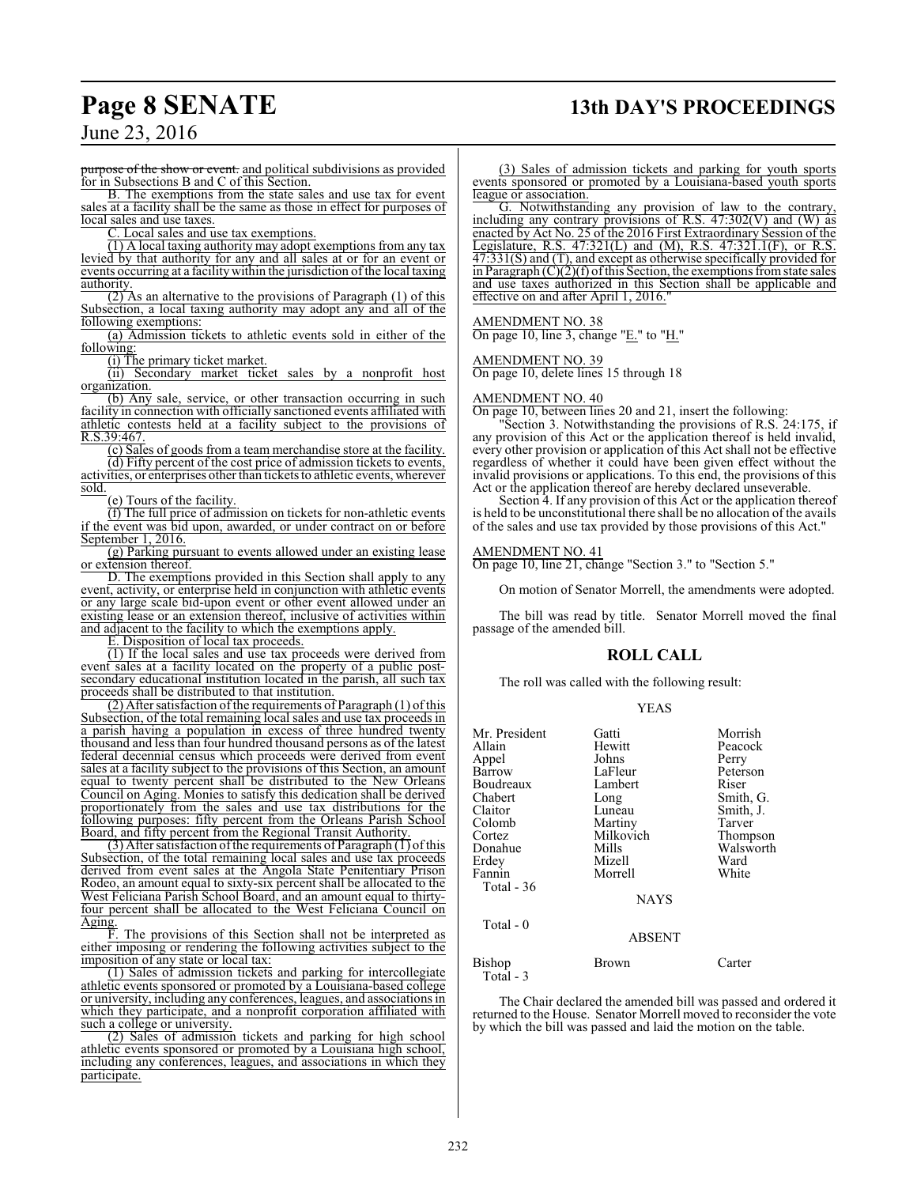purpose of the show or event. and political subdivisions as provided for in Subsections B and C of this Section.

B. The exemptions from the state sales and use tax for event sales at a facility shall be the same as those in effect for purposes of local sales and use taxes.

C. Local sales and use tax exemptions.

(1) A local taxing authority may adopt exemptions from any tax levied by that authority for any and all sales at or for an event or events occurring at a facility within the jurisdiction of the local taxing authority.

(2) As an alternative to the provisions of Paragraph (1) of this Subsection, a local taxing authority may adopt any and all of the following exemptions:

(a) Admission tickets to athletic events sold in either of the following:

(i) The primary ticket market.

(ii) Secondary market ticket sales by a nonprofit host organization.

(b) Any sale, service, or other transaction occurring in such facility in connection with officially sanctioned events affiliated with athletic contests held at a facility subject to the provisions of R.S.39:467.

(c) Sales of goods from a team merchandise store at the facility.

(d) Fifty percent of the cost price of admission tickets to events, activities, or enterprises other than tickets to athletic events, wherever sold.

(e) Tours of the facility.

(f) The full price of admission on tickets for non-athletic events if the event was bid upon, awarded, or under contract on or before September 1, 2016.

(g) Parking pursuant to events allowed under an existing lease or extension thereof.

D. The exemptions provided in this Section shall apply to any event, activity, or enterprise held in conjunction with athletic events or any large scale bid-upon event or other event allowed under an existing lease or an extension thereof, inclusive of activities within and adjacent to the facility to which the exemptions apply.

E. Disposition of local tax proceeds.

(1) If the local sales and use tax proceeds were derived from event sales at a facility located on the property of a public post-secondary educational institution located in the parish, all such tax proceeds shall be distributed to that institution.

(2) After satisfaction of the requirements of Paragraph (1) of this Subsection, of the total remaining local sales and use tax proceeds in a parish having a population in excess of three hundred twenty thousand and less than four hundred thousand persons as of the latest federal decennial census which proceeds were derived from event sales at a facility subject to the provisions of this Section, an amount equal to twenty percent shall be distributed to the New Orleans Council on Aging. Monies to satisfy this dedication shall be derived proportionately from the sales and use tax distributions for the following purposes: fifty percent from the Orleans Parish School Board, and fifty percent from the Regional Transit Authority.

(3) After satisfaction of the requirements of Paragraph (1) of this Subsection, of the total remaining local sales and use tax proceeds derived from event sales at the Angola State Penitentiary Prison Rodeo, an amount equal to sixty-six percent shall be allocated to the West Feliciana Parish School Board, and an amount equal to thirty-four percent shall be allocated to the West Feliciana Council on Aging.

F. The provisions of this Section shall not be interpreted as either imposing or rendering the following activities subject to the imposition of any state or local tax:

(1) Sales of admission tickets and parking for intercollegiate athletic events sponsored or promoted by a Louisiana-based college or university, including any conferences, leagues, and associations in which they participate, and a nonprofit corporation affiliated with such a college or university.

(2) Sales of admission tickets and parking for high school athletic events sponsored or promoted by a Louisiana high school, including any conferences, leagues, and associations in which they participate.

(3) Sales of admission tickets and parking for youth sports events sponsored or promoted by a Louisiana-based youth sports league or association.

G. Notwithstanding any provision of law to the contrary, including any contrary provisions of R.S. 47:302(V) and (W) as enacted by Act No. 25 of the 2016 First Extraordinary Session of the Legislature, R.S. 47:321(L) and (M), R.S. 47:321.1(F), or R.S. 47:331(S) and (T), and except as otherwise specifically provided for in Paragraph (C)(2)(f) of this Section, the exemptions from state sales and use taxes authorized in this Section shall be applicable and effective on and after April 1, 2016."

AMENDMENT NO. 38

On page 10, line 3, change "E." to "H."

AMENDMENT NO. 39

On page 10, delete lines 15 through 18

AMENDMENT NO. 40

On page 10, between lines 20 and 21, insert the following:

"Section 3. Notwithstanding the provisions of R.S. 24:175, if any provision of this Act or the application thereof is held invalid, every other provision or application of this Act shall not be effective regardless of whether it could have been given effect without the invalid provisions or applications. To this end, the provisions of this Act or the application thereof are hereby declared unseverable.

Section 4. If any provision of this Act or the application thereof is held to be unconstitutional there shall be no allocation of the avails of the sales and use tax provided by those provisions of this Act."

AMENDMENT NO. 41

On page 10, line 21, change "Section 3." to "Section 5."

On motion of Senator Morrell, the amendments were adopted.

The bill was read by title. Senator Morrell moved the final passage of the amended bill.

## ROLL CALL

The roll was called with the following result:

YEAS

| | | |
|---|---|---|
| Mr. President | Gatti | Morrish |
| Allain | Hewitt | Peacock |
| Appel | Johns | Perry |
| Barrow | LaFleur | Peterson |
| Boudreaux | Lambert | Riser |
| Chabert | Long | Smith, G. |
| Claitor | Luneau | Smith, J. |
| Colomb | Martiny | Tarver |
| Cortez | Milkovich | Thompson |
| Donahue | Mills | Walsworth |
| Erdey | Mizell | Ward |
| Fannin | Morrell | White |

Total - 36

NAYS

Total - 0

ABSENT

| | | |
|---|---|---|
| Bishop | Brown | Carter |

Total - 3

The Chair declared the amended bill was passed and ordered it returned to the House. Senator Morrell moved to reconsider the vote by which the bill was passed and laid the motion on the table.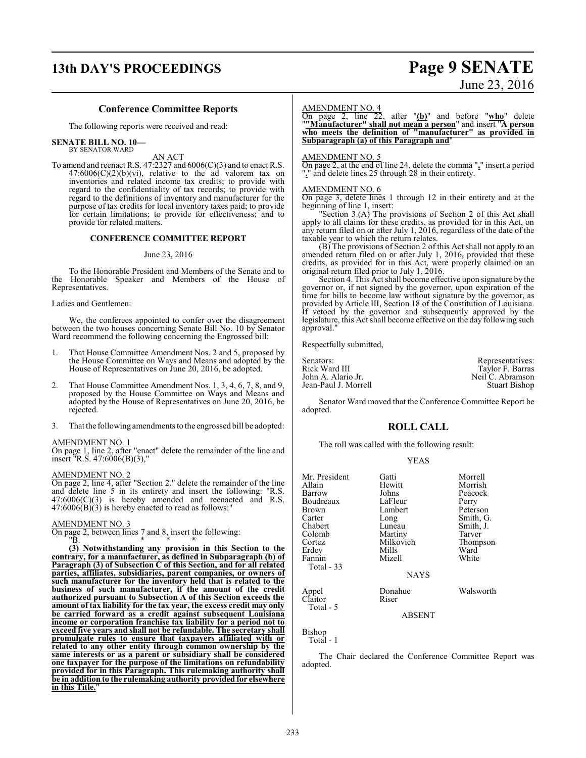## Conference Committee Reports

The following reports were received and read:

**SENATE BILL NO. 10—**
BY SENATOR WARD

AN ACT

To amend and reenact R.S. 47:2327 and 6006(C)(3) and to enact R.S. 47:6006(C)(2)(b)(vi), relative to the ad valorem tax on inventories and related income tax credits; to provide with regard to the confidentiality of tax records; to provide with regard to the definitions of inventory and manufacturer for the purpose of tax credits for local inventory taxes paid; to provide for certain limitations; to provide for effectiveness; and to provide for related matters.

### CONFERENCE COMMITTEE REPORT

June 23, 2016

To the Honorable President and Members of the Senate and to the Honorable Speaker and Members of the House of Representatives.

Ladies and Gentlemen:

We, the conferees appointed to confer over the disagreement between the two houses concerning Senate Bill No. 10 by Senator Ward recommend the following concerning the Engrossed bill:

1. That House Committee Amendment Nos. 2 and 5, proposed by the House Committee on Ways and Means and adopted by the House of Representatives on June 20, 2016, be adopted.

2. That House Committee Amendment Nos. 1, 3, 4, 6, 7, 8, and 9, proposed by the House Committee on Ways and Means and adopted by the House of Representatives on June 20, 2016, be rejected.

3. That the following amendments to the engrossed bill be adopted:

AMENDMENT NO. 1
On page 1, line 2, after "enact" delete the remainder of the line and insert "R.S. 47:6006(B)(3),"

AMENDMENT NO. 2
On page 2, line 4, after "Section 2." delete the remainder of the line and delete line 5 in its entirety and insert the following: "R.S. 47:6006(C)(3) is hereby amended and reenacted and R.S. 47:6006(B)(3) is hereby enacted to read as follows:"

AMENDMENT NO. 3
On page 2, between lines 7 and 8, insert the following:
"B. * * *

**(3) Notwithstanding any provision in this Section to the contrary, for a manufacturer, as defined in Subparagraph (b) of Paragraph (3) of Subsection C of this Section, and for all related parties, affiliates, subsidiaries, parent companies, or owners of such manufacturer for the inventory held that is related to the business of such manufacturer, if the amount of the credit authorized pursuant to Subsection A of this Section exceeds the amount of tax liability for the tax year, the excess credit may only be carried forward as a credit against subsequent Louisiana income or corporation franchise tax liability for a period not to exceed five years and shall not be refundable. The secretary shall promulgate rules to ensure that taxpayers affiliated with or related to any other entity through common ownership by the same interests or as a parent or subsidiary shall be considered one taxpayer for the purpose of the limitations on refundability provided for in this Paragraph. This rulemaking authority shall be in addition to the rulemaking authority provided for elsewhere in this Title.**"

AMENDMENT NO. 4
On page 2, line 22, after "**(b)**" and before "**who**" delete "**"Manufacturer" shall not mean a person**" and insert "**A person who meets the definition of "manufacturer" as provided in Subparagraph (a) of this Paragraph and**"

AMENDMENT NO. 5
On page 2, at the end of line 24, delete the comma "**,**" insert a period "**.**" and delete lines 25 through 28 in their entirety.

AMENDMENT NO. 6
On page 3, delete lines 1 through 12 in their entirety and at the beginning of line 1, insert:

"Section 3.(A) The provisions of Section 2 of this Act shall apply to all claims for these credits, as provided for in this Act, on any return filed on or after July 1, 2016, regardless of the date of the taxable year to which the return relates.

(B) The provisions of Section 2 of this Act shall not apply to an amended return filed on or after July 1, 2016, provided that these credits, as provided for in this Act, were properly claimed on an original return filed prior to July 1, 2016.

Section 4. This Act shall become effective upon signature by the governor or, if not signed by the governor, upon expiration of the time for bills to become law without signature by the governor, as provided by Article III, Section 18 of the Constitution of Louisiana. If vetoed by the governor and subsequently approved by the legislature, this Act shall become effective on the day following such approval."

Respectfully submitted,

| Senators: | Representatives: |
|---|---|
| Rick Ward III | Taylor F. Barras |
| John A. Alario Jr. | Neil C. Abramson |
| Jean-Paul J. Morrell | Stuart Bishop |

Senator Ward moved that the Conference Committee Report be adopted.

## ROLL CALL

The roll was called with the following result:

YEAS

| | | |
|---|---|---|
| Mr. President | Gatti | Morrell |
| Allain | Hewitt | Morrish |
| Barrow | Johns | Peacock |
| Boudreaux | LaFleur | Perry |
| Brown | Lambert | Peterson |
| Carter | Long | Smith, G. |
| Chabert | Luneau | Smith, J. |
| Colomb | Martiny | Tarver |
| Cortez | Milkovich | Thompson |
| Erdey | Mills | Ward |
| Fannin | Mizell | White |

Total - 33

NAYS

| | | |
|---|---|---|
| Appel | Donahue | Walsworth |
| Claitor | Riser | |

Total - 5

ABSENT

Bishop

Total - 1

The Chair declared the Conference Committee Report was adopted.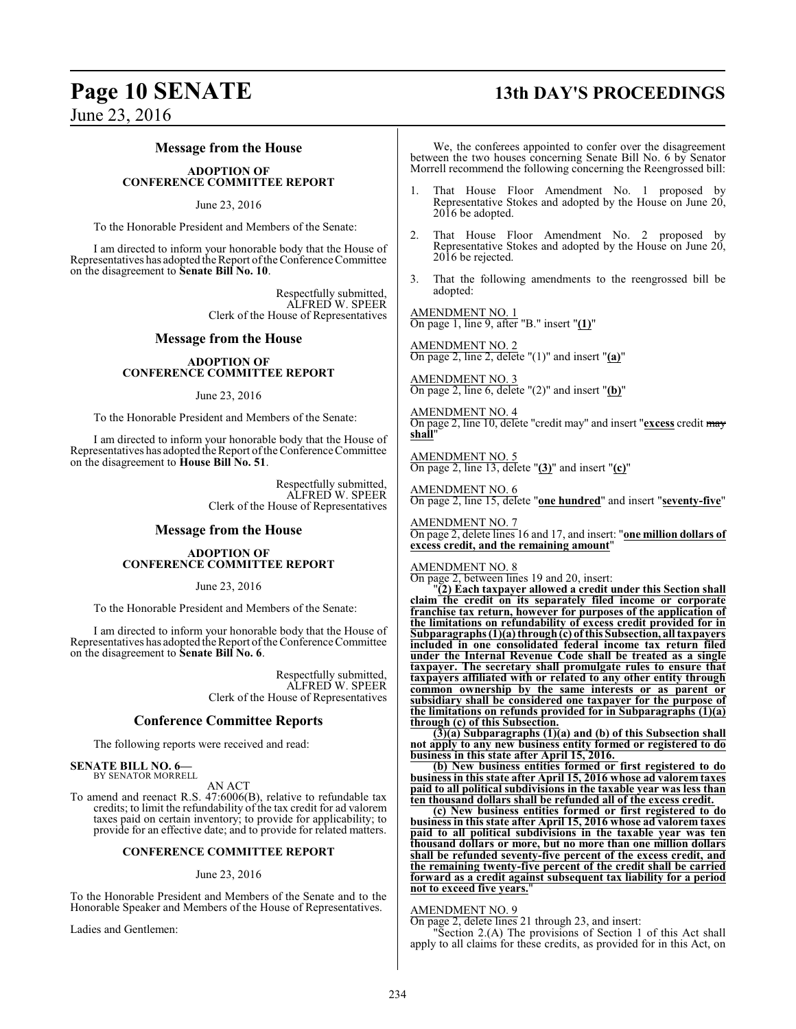## Message from the House

### ADOPTION OF CONFERENCE COMMITTEE REPORT

June 23, 2016

To the Honorable President and Members of the Senate:

I am directed to inform your honorable body that the House of Representatives has adopted the Report of the Conference Committee on the disagreement to **Senate Bill No. 10**.

Respectfully submitted,
ALFRED W. SPEER
Clerk of the House of Representatives

## Message from the House

### ADOPTION OF CONFERENCE COMMITTEE REPORT

June 23, 2016

To the Honorable President and Members of the Senate:

I am directed to inform your honorable body that the House of Representatives has adopted the Report of the Conference Committee on the disagreement to **House Bill No. 51**.

Respectfully submitted,
ALFRED W. SPEER
Clerk of the House of Representatives

## Message from the House

### ADOPTION OF CONFERENCE COMMITTEE REPORT

June 23, 2016

To the Honorable President and Members of the Senate:

I am directed to inform your honorable body that the House of Representatives has adopted the Report of the Conference Committee on the disagreement to **Senate Bill No. 6**.

Respectfully submitted,
ALFRED W. SPEER
Clerk of the House of Representatives

## Conference Committee Reports

The following reports were received and read:

**SENATE BILL NO. 6—**
BY SENATOR MORRELL

AN ACT

To amend and reenact R.S. 47:6006(B), relative to refundable tax credits; to limit the refundability of the tax credit for ad valorem taxes paid on certain inventory; to provide for applicability; to provide for an effective date; and to provide for related matters.

### CONFERENCE COMMITTEE REPORT

June 23, 2016

To the Honorable President and Members of the Senate and to the Honorable Speaker and Members of the House of Representatives.

Ladies and Gentlemen:

We, the conferees appointed to confer over the disagreement between the two houses concerning Senate Bill No. 6 by Senator Morrell recommend the following concerning the Reengrossed bill:

1. That House Floor Amendment No. 1 proposed by Representative Stokes and adopted by the House on June 20, 2016 be adopted.

2. That House Floor Amendment No. 2 proposed by Representative Stokes and adopted by the House on June 20, 2016 be rejected.

3. That the following amendments to the reengrossed bill be adopted:

AMENDMENT NO. 1
On page 1, line 9, after "B." insert "**(1)**"

AMENDMENT NO. 2
On page 2, line 2, delete "(1)" and insert "**(a)**"

AMENDMENT NO. 3
On page 2, line 6, delete "(2)" and insert "**(b)**"

AMENDMENT NO. 4
On page 2, line 10, delete "credit may" and insert "**excess** credit ~~may~~ **shall**"

AMENDMENT NO. 5
On page 2, line 13, delete "**(3)**" and insert "**(c)**"

AMENDMENT NO. 6
On page 2, line 15, delete "**one hundred**" and insert "**seventy-five**"

AMENDMENT NO. 7
On page 2, delete lines 16 and 17, and insert: "**one million dollars of excess credit, and the remaining amount**"

AMENDMENT NO. 8
On page 2, between lines 19 and 20, insert:

"**(2) Each taxpayer allowed a credit under this Section shall claim the credit on its separately filed income or corporate franchise tax return, however for purposes of the application of the limitations on refundability of excess credit provided for in Subparagraphs (1)(a) through (c) of this Subsection, all taxpayers included in one consolidated federal income tax return filed under the Internal Revenue Code shall be treated as a single taxpayer. The secretary shall promulgate rules to ensure that taxpayers affiliated with or related to any other entity through common ownership by the same interests or as parent or subsidiary shall be considered one taxpayer for the purpose of the limitations on refunds provided for in Subparagraphs (1)(a) through (c) of this Subsection.**

**(3)(a) Subparagraphs (1)(a) and (b) of this Subsection shall not apply to any new business entity formed or registered to do business in this state after April 15, 2016.**

**(b) New business entities formed or first registered to do business in this state after April 15, 2016 whose ad valorem taxes paid to all political subdivisions in the taxable year was less than ten thousand dollars shall be refunded all of the excess credit.**

**(c) New business entities formed or first registered to do business in this state after April 15, 2016 whose ad valorem taxes paid to all political subdivisions in the taxable year was ten thousand dollars or more, but no more than one million dollars shall be refunded seventy-five percent of the excess credit, and the remaining twenty-five percent of the credit shall be carried forward as a credit against subsequent tax liability for a period not to exceed five years.**"

AMENDMENT NO. 9
On page 2, delete lines 21 through 23, and insert:

"Section 2.(A) The provisions of Section 1 of this Act shall apply to all claims for these credits, as provided for in this Act, on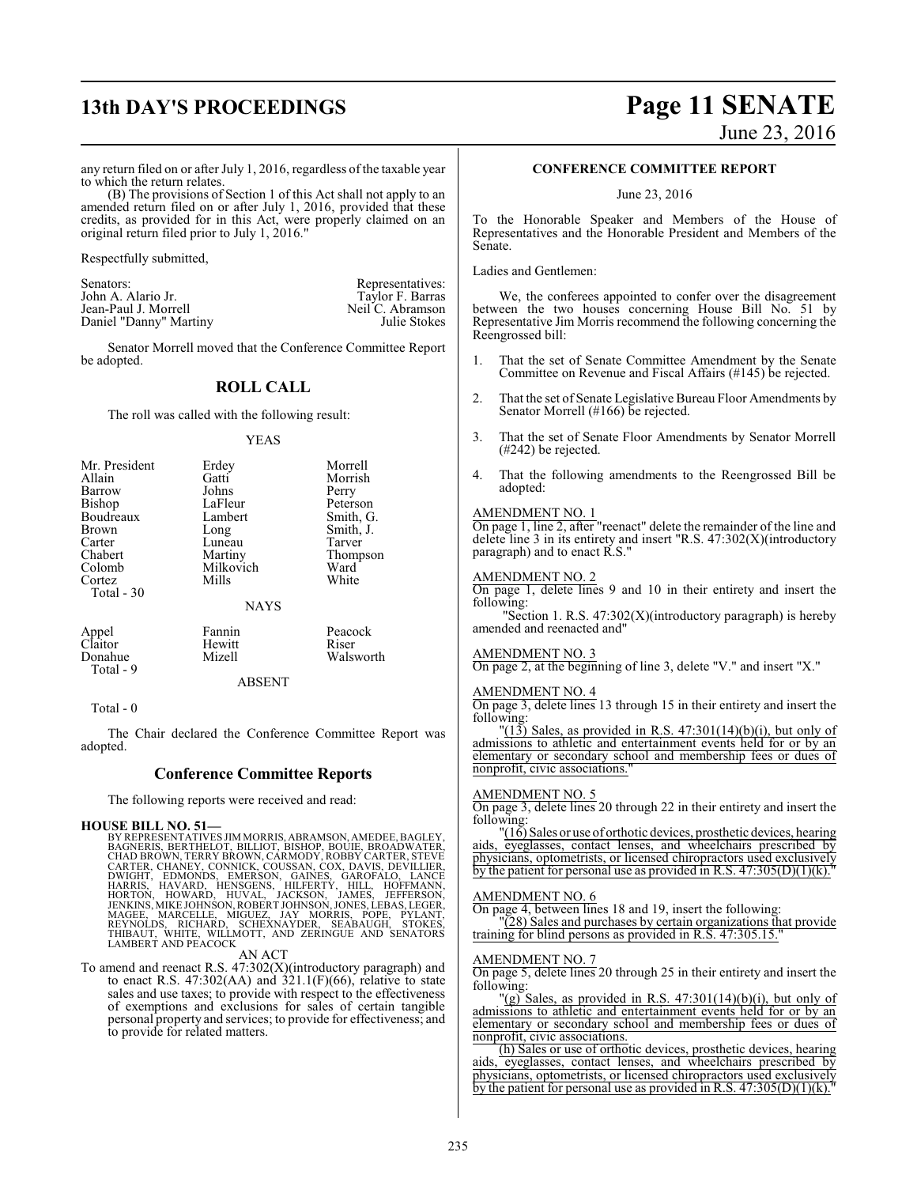any return filed on or after July 1, 2016, regardless of the taxable year to which the return relates.

(B) The provisions of Section 1 of this Act shall not apply to an amended return filed on or after July 1, 2016, provided that these credits, as provided for in this Act, were properly claimed on an original return filed prior to July 1, 2016."

Respectfully submitted,

| Senators: | Representatives: |
|---|---|
| John A. Alario Jr. | Taylor F. Barras |
| Jean-Paul J. Morrell | Neil C. Abramson |
| Daniel "Danny" Martiny | Julie Stokes |

Senator Morrell moved that the Conference Committee Report be adopted.

## ROLL CALL

The roll was called with the following result:

YEAS

| | | |
|---|---|---|
| Mr. President | Erdey | Morrell |
| Allain | Gatti | Morrish |
| Barrow | Johns | Perry |
| Bishop | LaFleur | Peterson |
| Boudreaux | Lambert | Smith, G. |
| Brown | Long | Smith, J. |
| Carter | Luneau | Tarver |
| Chabert | Martiny | Thompson |
| Colomb | Milkovich | Ward |
| Cortez | Mills | White |

Total - 30

NAYS

| | | |
|---|---|---|
| Appel | Fannin | Peacock |
| Claitor | Hewitt | Riser |
| Donahue | Mizell | Walsworth |

Total - 9

ABSENT

Total - 0

The Chair declared the Conference Committee Report was adopted.

## Conference Committee Reports

The following reports were received and read:

**HOUSE BILL NO. 51—**

BY REPRESENTATIVES JIM MORRIS, ABRAMSON, AMEDEE, BAGLEY, BAGNERIS, BERTHELOT, BILLIOT, BISHOP, BOUIE, BROADWATER, CHAD BROWN, TERRY BROWN, CARMODY, ROBBY CARTER, STEVE CARTER, CHANEY, CONNICK, COUSSAN, COX, DAVIS, DEVILLIER, DWIGHT, EDMONDS, EMERSON, GAINES, GAROFALO, LANCE HARRIS, HAVARD, HENSGENS, HILFERTY, HILL, HOFFMANN, HORTON, HOWARD, HUVAL, JACKSON, JAMES, JEFFERSON, JENKINS, MIKE JOHNSON, ROBERT JOHNSON, JONES, LEBAS, LEGER, MAGEE, MARCELLE, MIGUEZ, JAY MORRIS, POPE, PYLANT, REYNOLDS, RICHARD, SCHEXNAYDER, SEABAUGH, STOKES, THIBAUT, WHITE, WILLMOTT, AND ZERINGUE AND SENATORS LAMBERT AND PEACOCK

AN ACT

To amend and reenact R.S. 47:302(X)(introductory paragraph) and to enact R.S. 47:302(AA) and 321.1(F)(66), relative to state sales and use taxes; to provide with respect to the effectiveness of exemptions and exclusions for sales of certain tangible personal property and services; to provide for effectiveness; and to provide for related matters.

**CONFERENCE COMMITTEE REPORT**

June 23, 2016

To the Honorable Speaker and Members of the House of Representatives and the Honorable President and Members of the Senate.

Ladies and Gentlemen:

We, the conferees appointed to confer over the disagreement between the two houses concerning House Bill No. 51 by Representative Jim Morris recommend the following concerning the Reengrossed bill:

1. That the set of Senate Committee Amendment by the Senate Committee on Revenue and Fiscal Affairs (#145) be rejected.
2. That the set of Senate Legislative Bureau Floor Amendments by Senator Morrell (#166) be rejected.
3. That the set of Senate Floor Amendments by Senator Morrell (#242) be rejected.
4. That the following amendments to the Reengrossed Bill be adopted:

AMENDMENT NO. 1

On page 1, line 2, after "reenact" delete the remainder of the line and delete line 3 in its entirety and insert "R.S. 47:302(X)(introductory paragraph) and to enact R.S."

AMENDMENT NO. 2

On page 1, delete lines 9 and 10 in their entirety and insert the following:

"Section 1. R.S. 47:302(X)(introductory paragraph) is hereby amended and reenacted and"

AMENDMENT NO. 3

On page 2, at the beginning of line 3, delete "V." and insert "X."

AMENDMENT NO. 4

On page 3, delete lines 13 through 15 in their entirety and insert the following:

"(13) Sales, as provided in R.S. 47:301(14)(b)(i), but only of admissions to athletic and entertainment events held for or by an elementary or secondary school and membership fees or dues of nonprofit, civic associations."

AMENDMENT NO. 5

On page 3, delete lines 20 through 22 in their entirety and insert the following:

"(16) Sales or use of orthotic devices, prosthetic devices, hearing aids, eyeglasses, contact lenses, and wheelchairs prescribed by physicians, optometrists, or licensed chiropractors used exclusively by the patient for personal use as provided in R.S. 47:305(D)(1)(k)."

AMENDMENT NO. 6

On page 4, between lines 18 and 19, insert the following:

"(28) Sales and purchases by certain organizations that provide training for blind persons as provided in R.S. 47:305.15."

AMENDMENT NO. 7

On page 5, delete lines 20 through 25 in their entirety and insert the following:

"(g) Sales, as provided in R.S. 47:301(14)(b)(i), but only of admissions to athletic and entertainment events held for or by an elementary or secondary school and membership fees or dues of nonprofit, civic associations.

(h) Sales or use of orthotic devices, prosthetic devices, hearing aids, eyeglasses, contact lenses, and wheelchairs prescribed by physicians, optometrists, or licensed chiropractors used exclusively by the patient for personal use as provided in R.S. 47:305(D)(1)(k)."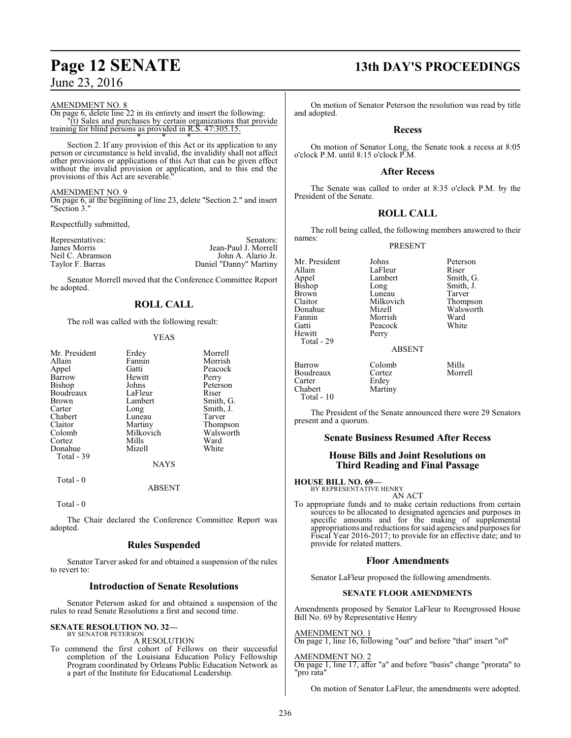AMENDMENT NO. 8

On page 6, delete line 22 in its entirety and insert the following:

"(t) Sales and purchases by certain organizations that provide training for blind persons as provided in R.S. 47:305.15.

\* \* \*

Section 2. If any provision of this Act or its application to any person or circumstance is held invalid, the invalidity shall not affect other provisions or applications of this Act that can be given effect without the invalid provision or application, and to this end the provisions of this Act are severable."

AMENDMENT NO. 9

On page 6, at the beginning of line 23, delete "Section 2." and insert "Section 3."

Respectfully submitted,

| Representatives: | Senators: |
|---|---|
| James Morris | Jean-Paul J. Morrell |
| Neil C. Abramson | John A. Alario Jr. |
| Taylor F. Barras | Daniel "Danny" Martiny |

Senator Morrell moved that the Conference Committee Report be adopted.

## ROLL CALL

The roll was called with the following result:

YEAS

| | | |
|---|---|---|
| Mr. President | Erdey | Morrell |
| Allain | Fannin | Morrish |
| Appel | Gatti | Peacock |
| Barrow | Hewitt | Perry |
| Bishop | Johns | Peterson |
| Boudreaux | LaFleur | Riser |
| Brown | Lambert | Smith, G. |
| Carter | Long | Smith, J. |
| Chabert | Luneau | Tarver |
| Claitor | Martiny | Thompson |
| Colomb | Milkovich | Walsworth |
| Cortez | Mills | Ward |
| Donahue | Mizell | White |

Total - 39

NAYS

Total - 0

ABSENT

Total - 0

The Chair declared the Conference Committee Report was adopted.

## Rules Suspended

Senator Tarver asked for and obtained a suspension of the rules to revert to:

## Introduction of Senate Resolutions

Senator Peterson asked for and obtained a suspension of the rules to read Senate Resolutions a first and second time.

**SENATE RESOLUTION NO. 32—**
BY SENATOR PETERSON

A RESOLUTION

To commend the first cohort of Fellows on their successful completion of the Louisiana Education Policy Fellowship Program coordinated by Orleans Public Education Network as a part of the Institute for Educational Leadership.

On motion of Senator Peterson the resolution was read by title and adopted.

## Recess

On motion of Senator Long, the Senate took a recess at 8:05 o'clock P.M. until 8:15 o'clock P.M.

## After Recess

The Senate was called to order at 8:35 o'clock P.M. by the President of the Senate.

## ROLL CALL

The roll being called, the following members answered to their names:

PRESENT

| | | |
|---|---|---|
| Mr. President | Johns | Peterson |
| Allain | LaFleur | Riser |
| Appel | Lambert | Smith, G. |
| Bishop | Long | Smith, J. |
| Brown | Luneau | Tarver |
| Claitor | Milkovich | Thompson |
| Donahue | Mizell | Walsworth |
| Fannin | Morrish | Ward |
| Gatti | Peacock | White |
| Hewitt | Perry | |

Total - 29

ABSENT

| | | |
|---|---|---|
| Barrow | Colomb | Mills |
| Boudreaux | Cortez | Morrell |
| Carter | Erdey | |
| Chabert | Martiny | |

Total - 10

The President of the Senate announced there were 29 Senators present and a quorum.

## Senate Business Resumed After Recess

## House Bills and Joint Resolutions on Third Reading and Final Passage

**HOUSE BILL NO. 69—**
BY REPRESENTATIVE HENRY

AN ACT

To appropriate funds and to make certain reductions from certain sources to be allocated to designated agencies and purposes in specific amounts and for the making of supplemental appropriations and reductions for said agencies and purposes for Fiscal Year 2016-2017; to provide for an effective date; and to provide for related matters.

## Floor Amendments

Senator LaFleur proposed the following amendments.

### SENATE FLOOR AMENDMENTS

Amendments proposed by Senator LaFleur to Reengrossed House Bill No. 69 by Representative Henry

AMENDMENT NO. 1

On page 1, line 16, following "out" and before "that" insert "of"

AMENDMENT NO. 2

On page 1, line 17, after "a" and before "basis" change "prorata" to "pro rata"

On motion of Senator LaFleur, the amendments were adopted.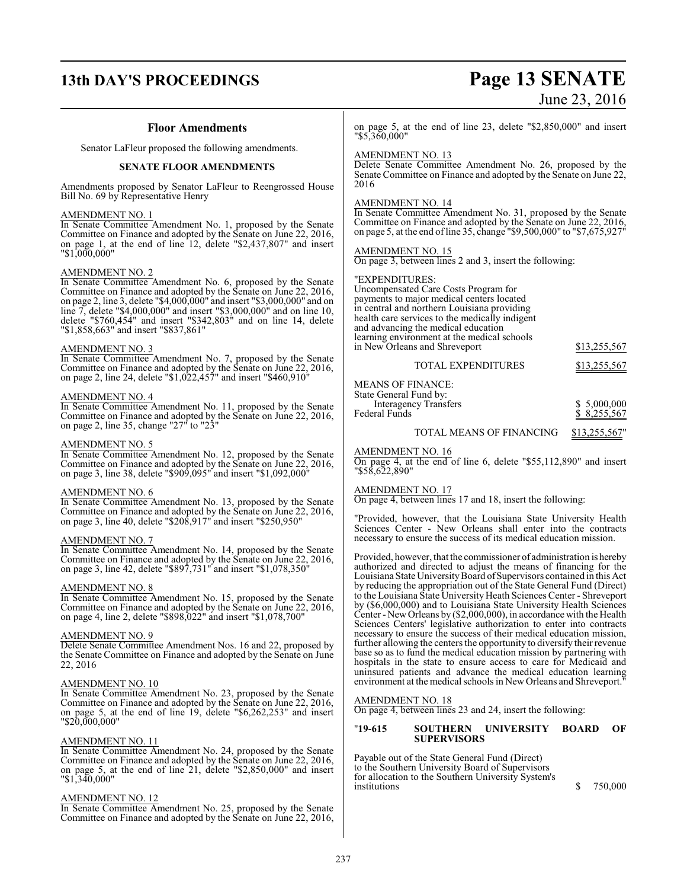## Floor Amendments

Senator LaFleur proposed the following amendments.

### SENATE FLOOR AMENDMENTS

Amendments proposed by Senator LaFleur to Reengrossed House Bill No. 69 by Representative Henry

AMENDMENT NO. 1
In Senate Committee Amendment No. 1, proposed by the Senate Committee on Finance and adopted by the Senate on June 22, 2016, on page 1, at the end of line 12, delete "$2,437,807" and insert "$1,000,000"

AMENDMENT NO. 2
In Senate Committee Amendment No. 6, proposed by the Senate Committee on Finance and adopted by the Senate on June 22, 2016, on page 2, line 3, delete "$4,000,000" and insert "$3,000,000" and on line 7, delete "$4,000,000" and insert "$3,000,000" and on line 10, delete "$760,454" and insert "$342,803" and on line 14, delete "$1,858,663" and insert "$837,861"

AMENDMENT NO. 3
In Senate Committee Amendment No. 7, proposed by the Senate Committee on Finance and adopted by the Senate on June 22, 2016, on page 2, line 24, delete "$1,022,457" and insert "$460,910"

AMENDMENT NO. 4
In Senate Committee Amendment No. 11, proposed by the Senate Committee on Finance and adopted by the Senate on June 22, 2016, on page 2, line 35, change "27" to "23"

AMENDMENT NO. 5
In Senate Committee Amendment No. 12, proposed by the Senate Committee on Finance and adopted by the Senate on June 22, 2016, on page 3, line 38, delete "$909,095" and insert "$1,092,000"

AMENDMENT NO. 6
In Senate Committee Amendment No. 13, proposed by the Senate Committee on Finance and adopted by the Senate on June 22, 2016, on page 3, line 40, delete "$208,917" and insert "$250,950"

AMENDMENT NO. 7
In Senate Committee Amendment No. 14, proposed by the Senate Committee on Finance and adopted by the Senate on June 22, 2016, on page 3, line 42, delete "$897,731" and insert "$1,078,350"

AMENDMENT NO. 8
In Senate Committee Amendment No. 15, proposed by the Senate Committee on Finance and adopted by the Senate on June 22, 2016, on page 4, line 2, delete "$898,022" and insert "$1,078,700"

AMENDMENT NO. 9
Delete Senate Committee Amendment Nos. 16 and 22, proposed by the Senate Committee on Finance and adopted by the Senate on June 22, 2016

AMENDMENT NO. 10
In Senate Committee Amendment No. 23, proposed by the Senate Committee on Finance and adopted by the Senate on June 22, 2016, on page 5, at the end of line 19, delete "$6,262,253" and insert "$20,000,000"

AMENDMENT NO. 11
In Senate Committee Amendment No. 24, proposed by the Senate Committee on Finance and adopted by the Senate on June 22, 2016, on page 5, at the end of line 21, delete "$2,850,000" and insert "$1,340,000"

AMENDMENT NO. 12
In Senate Committee Amendment No. 25, proposed by the Senate Committee on Finance and adopted by the Senate on June 22, 2016, on page 5, at the end of line 23, delete "$2,850,000" and insert "$5,360,000"

AMENDMENT NO. 13
Delete Senate Committee Amendment No. 26, proposed by the Senate Committee on Finance and adopted by the Senate on June 22, 2016

AMENDMENT NO. 14
In Senate Committee Amendment No. 31, proposed by the Senate Committee on Finance and adopted by the Senate on June 22, 2016, on page 5, at the end of line 35, change "$9,500,000" to "$7,675,927"

AMENDMENT NO. 15
On page 3, between lines 2 and 3, insert the following:

"EXPENDITURES:

| | |
|---|---|
| Uncompensated Care Costs Program for payments to major medical centers located in central and northern Louisiana providing health care services to the medically indigent and advancing the medical education learning environment at the medical schools in New Orleans and Shreveport | $13,255,567 |
| TOTAL EXPENDITURES | $13,255,567 |

MEANS OF FINANCE:

| | |
|---|---|
| State General Fund by: | |
| Interagency Transfers | $ 5,000,000 |
| Federal Funds | $ 8,255,567 |
| TOTAL MEANS OF FINANCING | $13,255,567" |

AMENDMENT NO. 16
On page 4, at the end of line 6, delete "$55,112,890" and insert "$58,622,890"

AMENDMENT NO. 17
On page 4, between lines 17 and 18, insert the following:

"Provided, however, that the Louisiana State University Health Sciences Center - New Orleans shall enter into the contracts necessary to ensure the success of its medical education mission.

Provided, however, that the commissioner of administration is hereby authorized and directed to adjust the means of financing for the Louisiana State University Board of Supervisors contained in this Act by reducing the appropriation out of the State General Fund (Direct) to the Louisiana State University Heath Sciences Center - Shreveport by ($6,000,000) and to Louisiana State University Health Sciences Center - New Orleans by ($2,000,000), in accordance with the Health Sciences Centers' legislative authorization to enter into contracts necessary to ensure the success of their medical education mission, further allowing the centers the opportunity to diversify their revenue base so as to fund the medical education mission by partnering with hospitals in the state to ensure access to care for Medicaid and uninsured patients and advance the medical education learning environment at the medical schools in New Orleans and Shreveport."

AMENDMENT NO. 18
On page 4, between lines 23 and 24, insert the following:

"**19-615 SOUTHERN UNIVERSITY BOARD OF SUPERVISORS**

| | |
|---|---|
| Payable out of the State General Fund (Direct) to the Southern University Board of Supervisors for allocation to the Southern University System's institutions | $ 750,000 |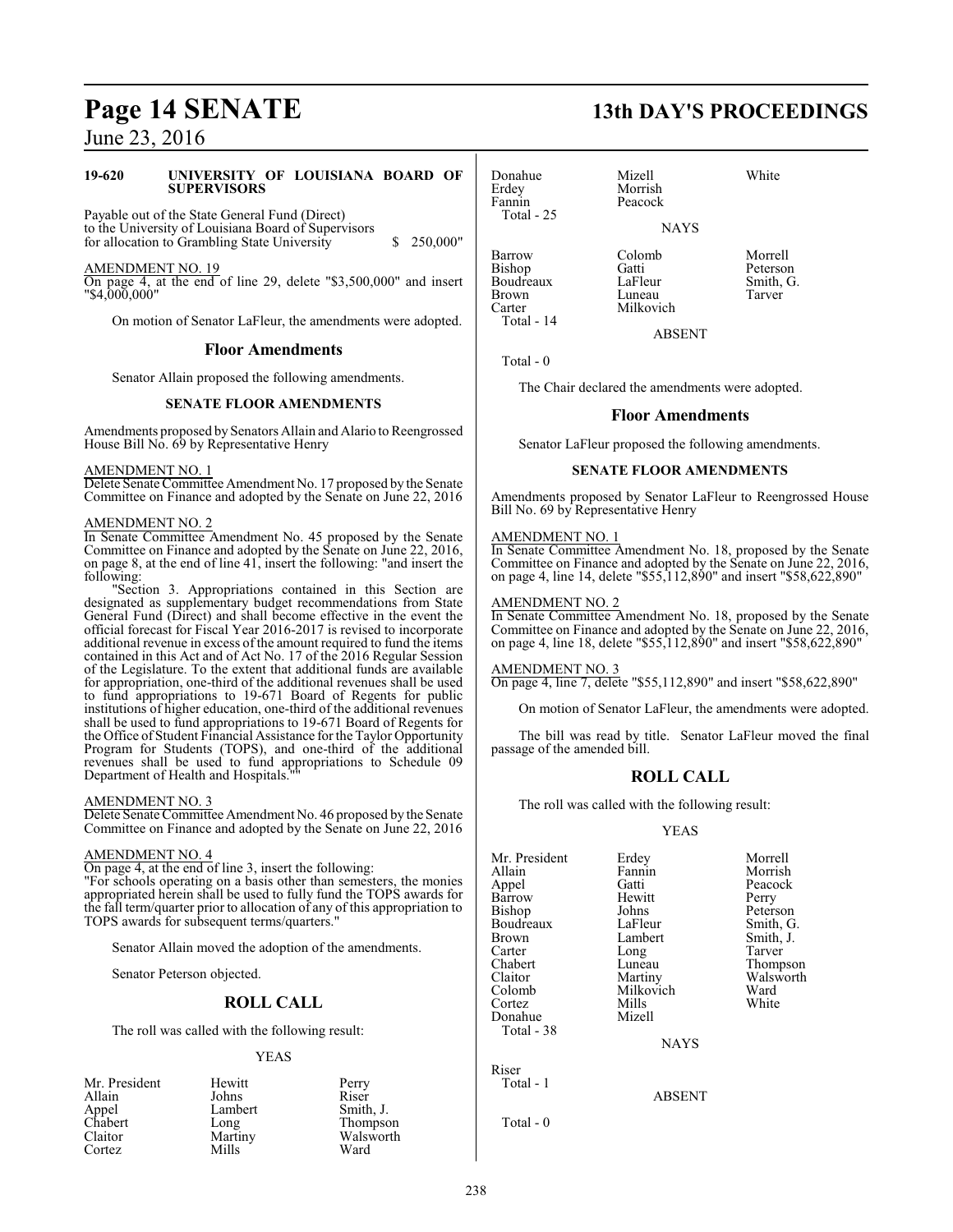**19-620 UNIVERSITY OF LOUISIANA BOARD OF SUPERVISORS**

Payable out of the State General Fund (Direct) to the University of Louisiana Board of Supervisors for allocation to Grambling State University $ 250,000"

AMENDMENT NO. 19
On page 4, at the end of line 29, delete "$3,500,000" and insert "$4,000,000"

On motion of Senator LaFleur, the amendments were adopted.

## Floor Amendments

Senator Allain proposed the following amendments.

### SENATE FLOOR AMENDMENTS

Amendments proposed by Senators Allain and Alario to Reengrossed House Bill No. 69 by Representative Henry

AMENDMENT NO. 1
Delete Senate Committee Amendment No. 17 proposed by the Senate Committee on Finance and adopted by the Senate on June 22, 2016

AMENDMENT NO. 2
In Senate Committee Amendment No. 45 proposed by the Senate Committee on Finance and adopted by the Senate on June 22, 2016, on page 8, at the end of line 41, insert the following: "and insert the following:

"Section 3. Appropriations contained in this Section are designated as supplementary budget recommendations from State General Fund (Direct) and shall become effective in the event the official forecast for Fiscal Year 2016-2017 is revised to incorporate additional revenue in excess of the amount required to fund the items contained in this Act and of Act No. 17 of the 2016 Regular Session of the Legislature. To the extent that additional funds are available for appropriation, one-third of the additional revenues shall be used to fund appropriations to 19-671 Board of Regents for public institutions of higher education, one-third of the additional revenues shall be used to fund appropriations to 19-671 Board of Regents for the Office of Student Financial Assistance for the Taylor Opportunity Program for Students (TOPS), and one-third of the additional revenues shall be used to fund appropriations to Schedule 09 Department of Health and Hospitals.""

AMENDMENT NO. 3
Delete Senate Committee Amendment No. 46 proposed by the Senate Committee on Finance and adopted by the Senate on June 22, 2016

AMENDMENT NO. 4
On page 4, at the end of line 3, insert the following:
"For schools operating on a basis other than semesters, the monies appropriated herein shall be used to fully fund the TOPS awards for the fall term/quarter prior to allocation of any of this appropriation to TOPS awards for subsequent terms/quarters."

Senator Allain moved the adoption of the amendments.

Senator Peterson objected.

## ROLL CALL

The roll was called with the following result:

YEAS

| | | |
|---|---|---|
| Mr. President | Hewitt | Perry |
| Allain | Johns | Riser |
| Appel | Lambert | Smith, J. |
| Chabert | Long | Thompson |
| Claitor | Martiny | Walsworth |
| Cortez | Mills | Ward |
| Donahue | Mizell | White |
| Erdey | Morrish | |
| Fannin | Peacock | |

Total - 25

NAYS

| | | |
|---|---|---|
| Barrow | Colomb | Morrell |
| Bishop | Gatti | Peterson |
| Boudreaux | LaFleur | Smith, G. |
| Brown | Luneau | Tarver |
| Carter | Milkovich | |

Total - 14

ABSENT

Total - 0

The Chair declared the amendments were adopted.

## Floor Amendments

Senator LaFleur proposed the following amendments.

### SENATE FLOOR AMENDMENTS

Amendments proposed by Senator LaFleur to Reengrossed House Bill No. 69 by Representative Henry

AMENDMENT NO. 1
In Senate Committee Amendment No. 18, proposed by the Senate Committee on Finance and adopted by the Senate on June 22, 2016, on page 4, line 14, delete "$55,112,890" and insert "$58,622,890"

AMENDMENT NO. 2
In Senate Committee Amendment No. 18, proposed by the Senate Committee on Finance and adopted by the Senate on June 22, 2016, on page 4, line 18, delete "$55,112,890" and insert "$58,622,890"

AMENDMENT NO. 3
On page 4, line 7, delete "$55,112,890" and insert "$58,622,890"

On motion of Senator LaFleur, the amendments were adopted.

The bill was read by title. Senator LaFleur moved the final passage of the amended bill.

## ROLL CALL

The roll was called with the following result:

YEAS

| | | |
|---|---|---|
| Mr. President | Erdey | Morrell |
| Allain | Fannin | Morrish |
| Appel | Gatti | Peacock |
| Barrow | Hewitt | Perry |
| Bishop | Johns | Peterson |
| Boudreaux | LaFleur | Smith, G. |
| Brown | Lambert | Smith, J. |
| Carter | Long | Tarver |
| Chabert | Luneau | Thompson |
| Claitor | Martiny | Walsworth |
| Colomb | Milkovich | Ward |
| Cortez | Mills | White |
| Donahue | Mizell | |

Total - 38

NAYS

Riser

Total - 1

ABSENT

Total - 0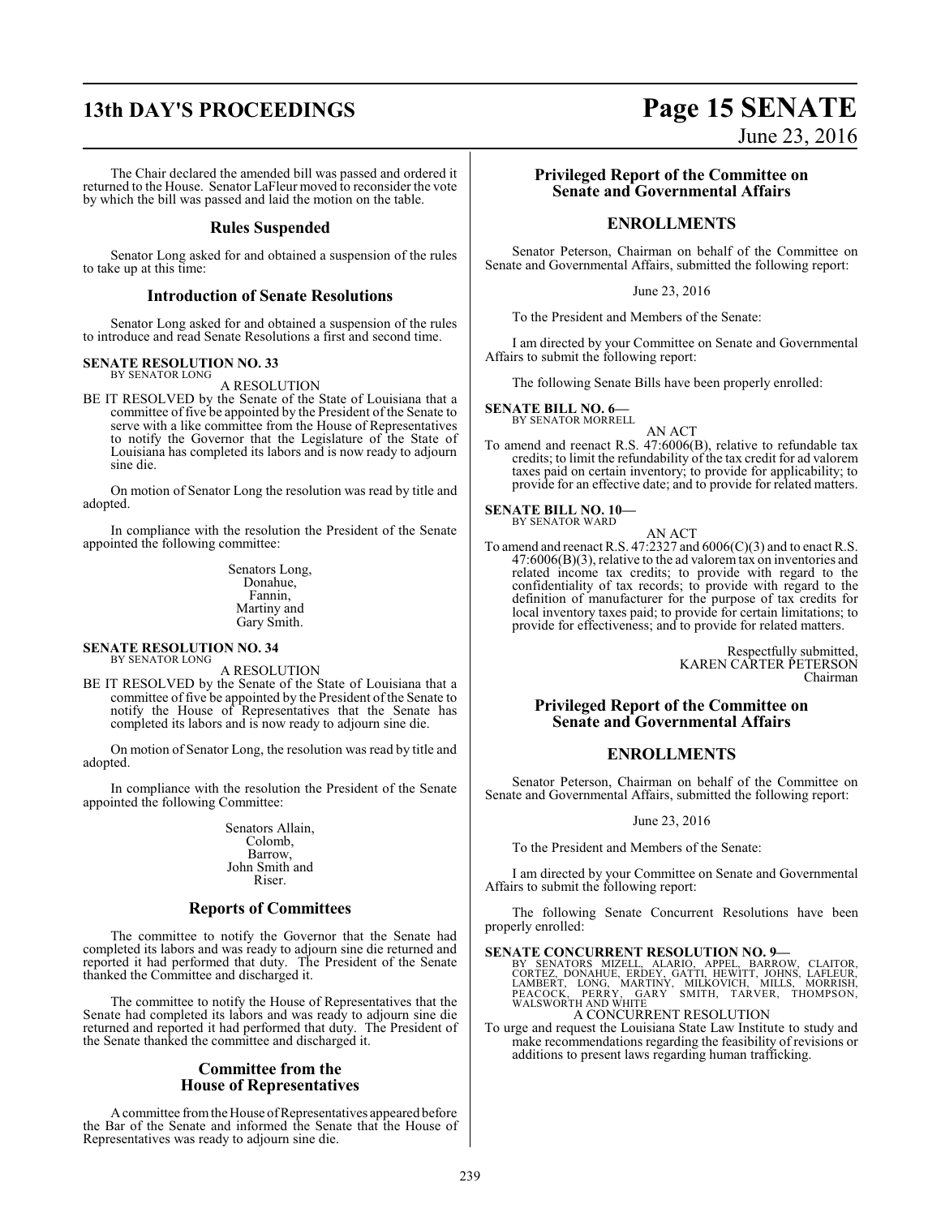The Chair declared the amended bill was passed and ordered it returned to the House. Senator LaFleur moved to reconsider the vote by which the bill was passed and laid the motion on the table.

## Rules Suspended

Senator Long asked for and obtained a suspension of the rules to take up at this time:

## Introduction of Senate Resolutions

Senator Long asked for and obtained a suspension of the rules to introduce and read Senate Resolutions a first and second time.

**SENATE RESOLUTION NO. 33—**
BY SENATOR LONG

A RESOLUTION

BE IT RESOLVED by the Senate of the State of Louisiana that a committee of five be appointed by the President of the Senate to serve with a like committee from the House of Representatives to notify the Governor that the Legislature of the State of Louisiana has completed its labors and is now ready to adjourn sine die.

On motion of Senator Long the resolution was read by title and adopted.

In compliance with the resolution the President of the Senate appointed the following committee:

Senators Long,
Donahue,
Fannin,
Martiny and
Gary Smith.

**SENATE RESOLUTION NO. 34—**
BY SENATOR LONG

A RESOLUTION

BE IT RESOLVED by the Senate of the State of Louisiana that a committee of five be appointed by the President of the Senate to notify the House of Representatives that the Senate has completed its labors and is now ready to adjourn sine die.

On motion of Senator Long, the resolution was read by title and adopted.

In compliance with the resolution the President of the Senate appointed the following Committee:

Senators Allain,
Colomb,
Barrow,
John Smith and
Riser.

## Reports of Committees

The committee to notify the Governor that the Senate had completed its labors and was ready to adjourn sine die returned and reported it had performed that duty. The President of the Senate thanked the Committee and discharged it.

The committee to notify the House of Representatives that the Senate had completed its labors and was ready to adjourn sine die returned and reported it had performed that duty. The President of the Senate thanked the committee and discharged it.

## Committee from the House of Representatives

A committee from the House of Representatives appeared before the Bar of the Senate and informed the Senate that the House of Representatives was ready to adjourn sine die.

## Privileged Report of the Committee on Senate and Governmental Affairs

## ENROLLMENTS

Senator Peterson, Chairman on behalf of the Committee on Senate and Governmental Affairs, submitted the following report:

June 23, 2016

To the President and Members of the Senate:

I am directed by your Committee on Senate and Governmental Affairs to submit the following report:

The following Senate Bills have been properly enrolled:

**SENATE BILL NO. 6—**
BY SENATOR MORRELL

AN ACT

To amend and reenact R.S. 47:6006(B), relative to refundable tax credits; to limit the refundability of the tax credit for ad valorem taxes paid on certain inventory; to provide for applicability; to provide for an effective date; and to provide for related matters.

**SENATE BILL NO. 10—**
BY SENATOR WARD

AN ACT

To amend and reenact R.S. 47:2327 and 6006(C)(3) and to enact R.S. 47:6006(B)(3), relative to the ad valorem tax on inventories and related income tax credits; to provide with regard to the confidentiality of tax records; to provide with regard to the definition of manufacturer for the purpose of tax credits for local inventory taxes paid; to provide for certain limitations; to provide for effectiveness; and to provide for related matters.

Respectfully submitted,
KAREN CARTER PETERSON
Chairman

## Privileged Report of the Committee on Senate and Governmental Affairs

## ENROLLMENTS

Senator Peterson, Chairman on behalf of the Committee on Senate and Governmental Affairs, submitted the following report:

June 23, 2016

To the President and Members of the Senate:

I am directed by your Committee on Senate and Governmental Affairs to submit the following report:

The following Senate Concurrent Resolutions have been properly enrolled:

**SENATE CONCURRENT RESOLUTION NO. 9—**
BY SENATORS MIZELL, ALARIO, APPEL, BARROW, CLAITOR, CORTEZ, DONAHUE, ERDEY, GATTI, HEWITT, JOHNS, LAFLEUR, LAMBERT, LONG, MARTINY, MILKOVICH, MILLS, MORRISH, PEACOCK, PERRY, GARY SMITH, TARVER, THOMPSON, WALSWORTH AND WHITE

A CONCURRENT RESOLUTION

To urge and request the Louisiana State Law Institute to study and make recommendations regarding the feasibility of revisions or additions to present laws regarding human trafficking.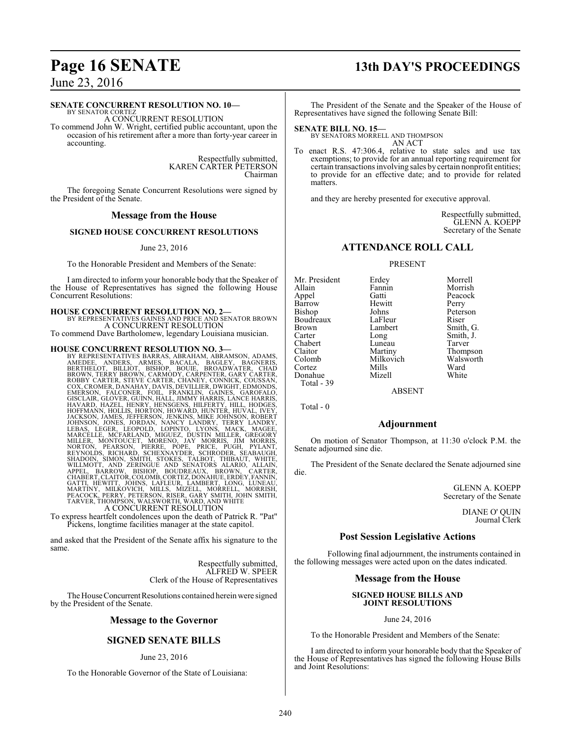**SENATE CONCURRENT RESOLUTION NO. 10—**
BY SENATOR CORTEZ
A CONCURRENT RESOLUTION
To commend John W. Wright, certified public accountant, upon the occasion of his retirement after a more than forty-year career in accounting.

Respectfully submitted,
KAREN CARTER PETERSON
Chairman

The foregoing Senate Concurrent Resolutions were signed by the President of the Senate.

## Message from the House

### SIGNED HOUSE CONCURRENT RESOLUTIONS

June 23, 2016

To the Honorable President and Members of the Senate:

I am directed to inform your honorable body that the Speaker of the House of Representatives has signed the following House Concurrent Resolutions:

**HOUSE CONCURRENT RESOLUTION NO. 2—**
BY REPRESENTATIVES GAINES AND PRICE AND SENATOR BROWN
A CONCURRENT RESOLUTION
To commend Dave Bartholomew, legendary Louisiana musician.

**HOUSE CONCURRENT RESOLUTION NO. 3—**
BY REPRESENTATIVES BARRAS, ABRAHAM, ABRAMSON, ADAMS, AMEDEE, ANDERS, ARMES, BACALA, BAGLEY, BAGNERIS, BERTHELOT, BILLIOT, BISHOP, BOUIE, BROADWATER, CHAD BROWN, TERRY BROWN, CARMODY, CARPENTER, GARY CARTER, ROBBY CARTER, STEVE CARTER, CHANEY, CONNICK, COUSSAN, COX, CROMER, DANAHAY, DAVIS, DEVILLIER, DWIGHT, EDMONDS, EMERSON, FALCONER, FOIL, FRANKLIN, GAINES, GAROFALO, GISCLAIR, GLOVER, GUINN, HALL, JIMMY HARRIS, LANCE HARRIS, HAVARD, HAZEL, HENRY, HENSGENS, HILFERTY, HILL, HODGES, HOFFMANN, HOLLIS, HORTON, HOWARD, HUNTER, HUVAL, IVEY, JACKSON, JAMES, JEFFERSON, JENKINS, MIKE JOHNSON, ROBERT JOHNSON, JONES, JORDAN, NANCY LANDRY, TERRY LANDRY, LEBAS, LEGER, LEOPOLD, LOPINTO, LYONS, MACK, MAGEE, MARCELLE, MCFARLAND, MIGUEZ, DUSTIN MILLER, GREGORY MILLER, MONTOUCET, MORENO, JAY MORRIS, JIM MORRIS, NORTON, PEARSON, PIERRE, POPE, PRICE, PUGH, PYLANT, REYNOLDS, RICHARD, SCHEXNAYDER, SCHRODER, SEABAUGH, SHADOIN, SIMON, SMITH, STOKES, TALBOT, THIBAUT, WHITE, WILLMOTT, AND ZERINGUE AND SENATORS ALARIO, ALLAIN, APPEL, BARROW, BISHOP, BOUDREAUX, BROWN, CARTER, CHABERT, CLAITOR, COLOMB, CORTEZ, DONAHUE, ERDEY, FANNIN, GATTI, HEWITT, JOHNS, LAFLEUR, LAMBERT, LONG, LUNEAU, MARTINY, MILKOVICH, MILLS, MIZELL, MORRELL, MORRISH, PEACOCK, PERRY, PETERSON, RISER, GARY SMITH, JOHN SMITH, TARVER, THOMPSON, WALSWORTH, WARD, AND WHITE
A CONCURRENT RESOLUTION
To express heartfelt condolences upon the death of Patrick R. "Pat" Pickens, longtime facilities manager at the state capitol.

and asked that the President of the Senate affix his signature to the same.

Respectfully submitted,
ALFRED W. SPEER
Clerk of the House of Representatives

The House Concurrent Resolutions contained herein were signed by the President of the Senate.

## Message to the Governor

### SIGNED SENATE BILLS

June 23, 2016

To the Honorable Governor of the State of Louisiana:

The President of the Senate and the Speaker of the House of Representatives have signed the following Senate Bill:

**SENATE BILL NO. 15—**
BY SENATORS MORRELL AND THOMPSON
AN ACT
To enact R.S. 47:306.4, relative to state sales and use tax exemptions; to provide for an annual reporting requirement for certain transactions involving sales by certain nonprofit entities; to provide for an effective date; and to provide for related matters.

and they are hereby presented for executive approval.

Respectfully submitted,
GLENN A. KOEPP
Secretary of the Senate

## ATTENDANCE ROLL CALL

PRESENT

| | | |
|---|---|---|
| Mr. President | Erdey | Morrell |
| Allain | Fannin | Morrish |
| Appel | Gatti | Peacock |
| Barrow | Hewitt | Perry |
| Bishop | Johns | Peterson |
| Boudreaux | LaFleur | Riser |
| Brown | Lambert | Smith, G. |
| Carter | Long | Smith, J. |
| Chabert | Luneau | Tarver |
| Claitor | Martiny | Thompson |
| Colomb | Milkovich | Walsworth |
| Cortez | Mills | Ward |
| Donahue | Mizell | White |

Total - 39

ABSENT

Total - 0

## Adjournment

On motion of Senator Thompson, at 11:30 o'clock P.M. the Senate adjourned sine die.

The President of the Senate declared the Senate adjourned sine die.

GLENN A. KOEPP
Secretary of the Senate

DIANE O' QUIN
Journal Clerk

## Post Session Legislative Actions

Following final adjournment, the instruments contained in the following messages were acted upon on the dates indicated.

## Message from the House

### SIGNED HOUSE BILLS AND JOINT RESOLUTIONS

June 24, 2016

To the Honorable President and Members of the Senate:

I am directed to inform your honorable body that the Speaker of the House of Representatives has signed the following House Bills and Joint Resolutions: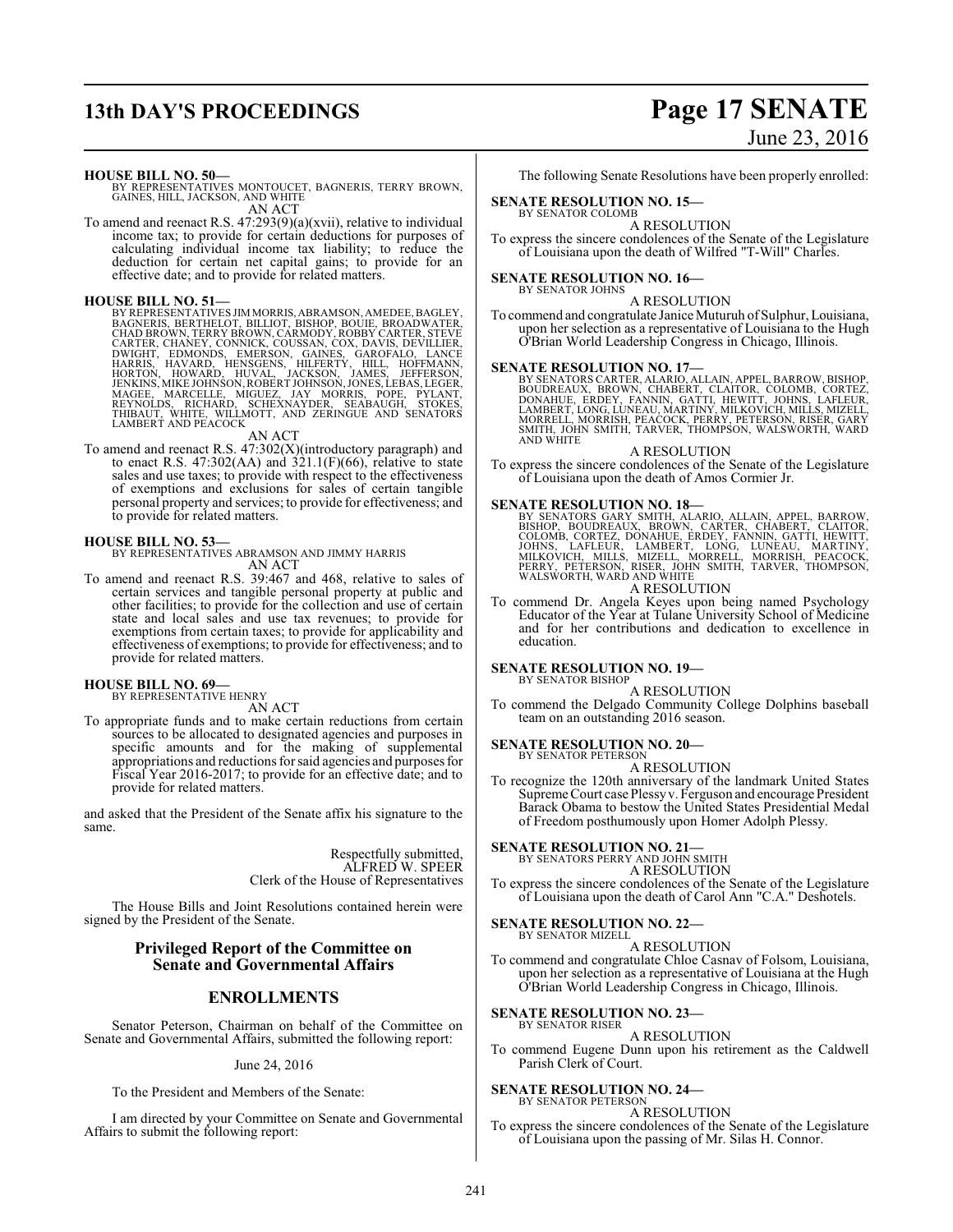**HOUSE BILL NO. 50—**
BY REPRESENTATIVES MONTOUCET, BAGNERIS, TERRY BROWN, GAINES, HILL, JACKSON, AND WHITE
AN ACT

To amend and reenact R.S. 47:293(9)(a)(xvii), relative to individual income tax; to provide for certain deductions for purposes of calculating individual income tax liability; to reduce the deduction for certain net capital gains; to provide for an effective date; and to provide for related matters.

**HOUSE BILL NO. 51—**
BY REPRESENTATIVES JIM MORRIS, ABRAMSON, AMEDEE, BAGLEY, BAGNERIS, BERTHELOT, BILLIOT, BISHOP, BOUIE, BROADWATER, CHAD BROWN, TERRY BROWN, CARMODY, ROBBY CARTER, STEVE CARTER, CHANEY, CONNICK, COUSSAN, COX, DAVIS, DEVILLIER, DWIGHT, EDMONDS, EMERSON, GAINES, GAROFALO, LANCE HARRIS, HAVARD, HENSGENS, HILFERTY, HILL, HOFFMANN, HORTON, HOWARD, HUVAL, JACKSON, JAMES, JEFFERSON, JENKINS, MIKE JOHNSON, ROBERT JOHNSON, JONES, LEBAS, LEGER, MAGEE, MARCELLE, MIGUEZ, JAY MORRIS, POPE, PYLANT, REYNOLDS, RICHARD, SCHEXNAYDER, SEABAUGH, STOKES, THIBAUT, WHITE, WILLMOTT, AND ZERINGUE AND SENATORS LAMBERT AND PEACOCK
AN ACT

To amend and reenact R.S. 47:302(X)(introductory paragraph) and to enact R.S. 47:302(AA) and 321.1(F)(66), relative to state sales and use taxes; to provide with respect to the effectiveness of exemptions and exclusions for sales of certain tangible personal property and services; to provide for effectiveness; and to provide for related matters.

**HOUSE BILL NO. 53—**
BY REPRESENTATIVES ABRAMSON AND JIMMY HARRIS
AN ACT

To amend and reenact R.S. 39:467 and 468, relative to sales of certain services and tangible personal property at public and other facilities; to provide for the collection and use of certain state and local sales and use tax revenues; to provide for exemptions from certain taxes; to provide for applicability and effectiveness of exemptions; to provide for effectiveness; and to provide for related matters.

**HOUSE BILL NO. 69—**
BY REPRESENTATIVE HENRY
AN ACT

To appropriate funds and to make certain reductions from certain sources to be allocated to designated agencies and purposes in specific amounts and for the making of supplemental appropriations and reductions for said agencies and purposes for Fiscal Year 2016-2017; to provide for an effective date; and to provide for related matters.

and asked that the President of the Senate affix his signature to the same.

Respectfully submitted,
ALFRED W. SPEER
Clerk of the House of Representatives

The House Bills and Joint Resolutions contained herein were signed by the President of the Senate.

## Privileged Report of the Committee on Senate and Governmental Affairs

## ENROLLMENTS

Senator Peterson, Chairman on behalf of the Committee on Senate and Governmental Affairs, submitted the following report:

June 24, 2016

To the President and Members of the Senate:

I am directed by your Committee on Senate and Governmental Affairs to submit the following report:

The following Senate Resolutions have been properly enrolled:

**SENATE RESOLUTION NO. 15—**
BY SENATOR COLOMB
A RESOLUTION

To express the sincere condolences of the Senate of the Legislature of Louisiana upon the death of Wilfred "T-Will" Charles.

**SENATE RESOLUTION NO. 16—**
BY SENATOR JOHNS
A RESOLUTION

To commend and congratulate Janice Muturuh of Sulphur, Louisiana, upon her selection as a representative of Louisiana to the Hugh O'Brian World Leadership Congress in Chicago, Illinois.

**SENATE RESOLUTION NO. 17—**
BY SENATORS CARTER, ALARIO, ALLAIN, APPEL, BARROW, BISHOP, BOUDREAUX, BROWN, CHABERT, CLAITOR, COLOMB, CORTEZ, DONAHUE, ERDEY, FANNIN, GATTI, HEWITT, JOHNS, LAFLEUR, LAMBERT, LONG, LUNEAU, MARTINY, MILKOVICH, MILLS, MIZELL, MORRELL, MORRISH, PEACOCK, PERRY, PETERSON, RISER, GARY SMITH, JOHN SMITH, TARVER, THOMPSON, WALSWORTH, WARD AND WHITE
A RESOLUTION

To express the sincere condolences of the Senate of the Legislature of Louisiana upon the death of Amos Cormier Jr.

**SENATE RESOLUTION NO. 18—**
BY SENATORS GARY SMITH, ALARIO, ALLAIN, APPEL, BARROW, BISHOP, BOUDREAUX, BROWN, CARTER, CHABERT, CLAITOR, COLOMB, CORTEZ, DONAHUE, ERDEY, FANNIN, GATTI, HEWITT, JOHNS, LAFLEUR, LAMBERT, LONG, LUNEAU, MARTINY, MILKOVICH, MILLS, MIZELL, MORRELL, MORRISH, PEACOCK, PERRY, PETERSON, RISER, JOHN SMITH, TARVER, THOMPSON, WALSWORTH, WARD AND WHITE
A RESOLUTION

To commend Dr. Angela Keyes upon being named Psychology Educator of the Year at Tulane University School of Medicine and for her contributions and dedication to excellence in education.

**SENATE RESOLUTION NO. 19—**
BY SENATOR BISHOP
A RESOLUTION

To commend the Delgado Community College Dolphins baseball team on an outstanding 2016 season.

**SENATE RESOLUTION NO. 20—**
BY SENATOR PETERSON
A RESOLUTION

To recognize the 120th anniversary of the landmark United States Supreme Court case Plessy v. Ferguson and encourage President Barack Obama to bestow the United States Presidential Medal of Freedom posthumously upon Homer Adolph Plessy.

**SENATE RESOLUTION NO. 21—**
BY SENATORS PERRY AND JOHN SMITH
A RESOLUTION

To express the sincere condolences of the Senate of the Legislature of Louisiana upon the death of Carol Ann "C.A." Deshotels.

**SENATE RESOLUTION NO. 22—**
BY SENATOR MIZELL
A RESOLUTION

To commend and congratulate Chloe Casnav of Folsom, Louisiana, upon her selection as a representative of Louisiana at the Hugh O'Brian World Leadership Congress in Chicago, Illinois.

**SENATE RESOLUTION NO. 23—**
BY SENATOR RISER
A RESOLUTION

To commend Eugene Dunn upon his retirement as the Caldwell Parish Clerk of Court.

**SENATE RESOLUTION NO. 24—**
BY SENATOR PETERSON
A RESOLUTION

To express the sincere condolences of the Senate of the Legislature of Louisiana upon the passing of Mr. Silas H. Connor.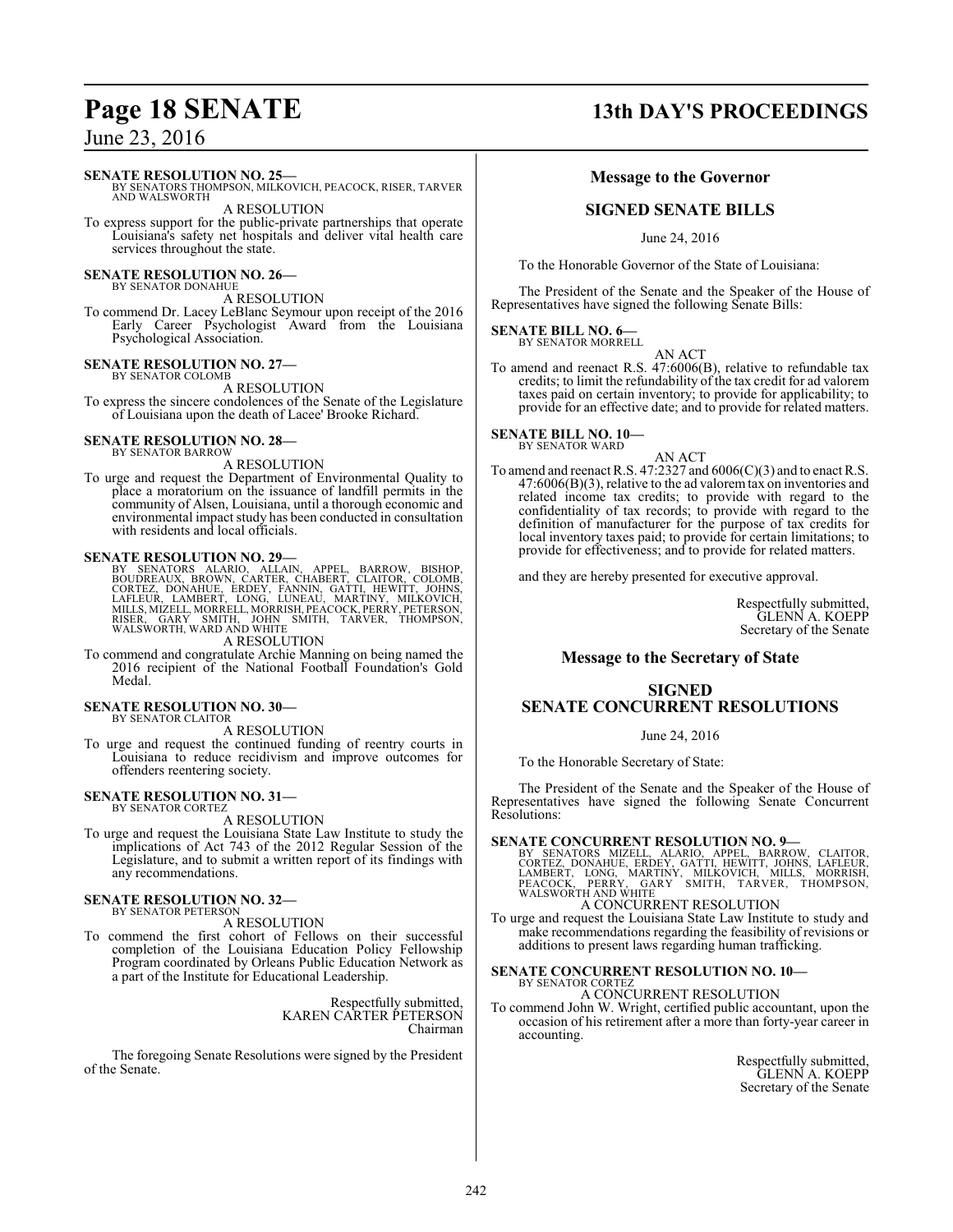**SENATE RESOLUTION NO. 25—**
BY SENATORS THOMPSON, MILKOVICH, PEACOCK, RISER, TARVER AND WALSWORTH

A RESOLUTION

To express support for the public-private partnerships that operate Louisiana's safety net hospitals and deliver vital health care services throughout the state.

**SENATE RESOLUTION NO. 26—**
BY SENATOR DONAHUE

A RESOLUTION

To commend Dr. Lacey LeBlanc Seymour upon receipt of the 2016 Early Career Psychologist Award from the Louisiana Psychological Association.

**SENATE RESOLUTION NO. 27—**
BY SENATOR COLOMB

A RESOLUTION

To express the sincere condolences of the Senate of the Legislature of Louisiana upon the death of Lacee' Brooke Richard.

**SENATE RESOLUTION NO. 28—**
BY SENATOR BARROW

A RESOLUTION

To urge and request the Department of Environmental Quality to place a moratorium on the issuance of landfill permits in the community of Alsen, Louisiana, until a thorough economic and environmental impact study has been conducted in consultation with residents and local officials.

**SENATE RESOLUTION NO. 29—**
BY SENATORS ALARIO, ALLAIN, APPEL, BARROW, BISHOP, BOUDREAUX, BROWN, CARTER, CHABERT, CLAITOR, COLOMB, CORTEZ, DONAHUE, ERDEY, FANNIN, GATTI, HEWITT, JOHNS, LAFLEUR, LAMBERT, LONG, LUNEAU, MARTINY, MILKOVICH, MILLS, MIZELL, MORRELL, MORRISH, PEACOCK, PERRY, PETERSON, RISER, GARY SMITH, JOHN SMITH, TARVER, THOMPSON, WALSWORTH, WARD AND WHITE

A RESOLUTION

To commend and congratulate Archie Manning on being named the 2016 recipient of the National Football Foundation's Gold Medal.

**SENATE RESOLUTION NO. 30—**
BY SENATOR CLAITOR

A RESOLUTION

To urge and request the continued funding of reentry courts in Louisiana to reduce recidivism and improve outcomes for offenders reentering society.

**SENATE RESOLUTION NO. 31—**
BY SENATOR CORTEZ

A RESOLUTION

To urge and request the Louisiana State Law Institute to study the implications of Act 743 of the 2012 Regular Session of the Legislature, and to submit a written report of its findings with any recommendations.

**SENATE RESOLUTION NO. 32—**
BY SENATOR PETERSON

A RESOLUTION

To commend the first cohort of Fellows on their successful completion of the Louisiana Education Policy Fellowship Program coordinated by Orleans Public Education Network as a part of the Institute for Educational Leadership.

Respectfully submitted,
KAREN CARTER PETERSON
Chairman

The foregoing Senate Resolutions were signed by the President of the Senate.

## Message to the Governor

## SIGNED SENATE BILLS

June 24, 2016

To the Honorable Governor of the State of Louisiana:

The President of the Senate and the Speaker of the House of Representatives have signed the following Senate Bills:

**SENATE BILL NO. 6—**
BY SENATOR MORRELL

AN ACT

To amend and reenact R.S. 47:6006(B), relative to refundable tax credits; to limit the refundability of the tax credit for ad valorem taxes paid on certain inventory; to provide for applicability; to provide for an effective date; and to provide for related matters.

**SENATE BILL NO. 10—**
BY SENATOR WARD

AN ACT

To amend and reenact R.S. 47:2327 and 6006(C)(3) and to enact R.S. 47:6006(B)(3), relative to the ad valorem tax on inventories and related income tax credits; to provide with regard to the confidentiality of tax records; to provide with regard to the definition of manufacturer for the purpose of tax credits for local inventory taxes paid; to provide for certain limitations; to provide for effectiveness; and to provide for related matters.

and they are hereby presented for executive approval.

Respectfully submitted,
GLENN A. KOEPP
Secretary of the Senate

## Message to the Secretary of State

## SIGNED SENATE CONCURRENT RESOLUTIONS

June 24, 2016

To the Honorable Secretary of State:

The President of the Senate and the Speaker of the House of Representatives have signed the following Senate Concurrent Resolutions:

**SENATE CONCURRENT RESOLUTION NO. 9—**
BY SENATORS MIZELL, ALARIO, APPEL, BARROW, CLAITOR, CORTEZ, DONAHUE, ERDEY, GATTI, HEWITT, JOHNS, LAFLEUR, LAMBERT, LONG, MARTINY, MILKOVICH, MILLS, MORRISH, PEACOCK, PERRY, GARY SMITH, TARVER, THOMPSON, WALSWORTH AND WHITE

A CONCURRENT RESOLUTION

To urge and request the Louisiana State Law Institute to study and make recommendations regarding the feasibility of revisions or additions to present laws regarding human trafficking.

**SENATE CONCURRENT RESOLUTION NO. 10—**
BY SENATOR CORTEZ

A CONCURRENT RESOLUTION

To commend John W. Wright, certified public accountant, upon the occasion of his retirement after a more than forty-year career in accounting.

Respectfully submitted,
GLENN A. KOEPP
Secretary of the Senate